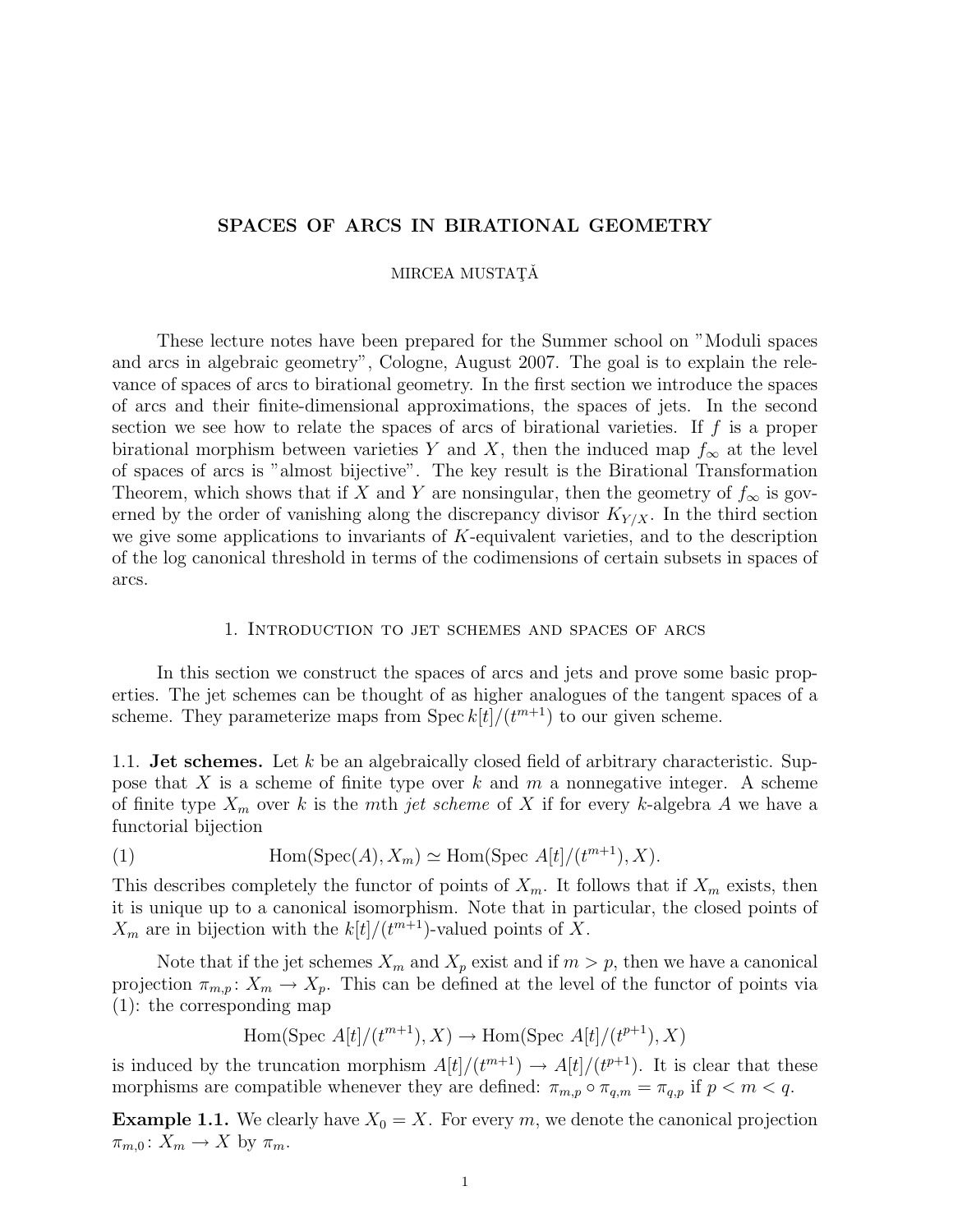# SPACES OF ARCS IN BIRATIONAL GEOMETRY

MIRCEA MUSTAŢĂ

These lecture notes have been prepared for the Summer school on "Moduli spaces and arcs in algebraic geometry", Cologne, August 2007. The goal is to explain the relevance of spaces of arcs to birational geometry. In the first section we introduce the spaces of arcs and their finite-dimensional approximations, the spaces of jets. In the second section we see how to relate the spaces of arcs of birational varieties. If $f$ is a proper birational morphism between varieties $Y$ and $X$, then the induced map $f_\infty$ at the level of spaces of arcs is "almost bijective". The key result is the Birational Transformation Theorem, which shows that if $X$ and $Y$ are nonsingular, then the geometry of $f_\infty$ is governed by the order of vanishing along the discrepancy divisor $K_{Y/X}$. In the third section we give some applications to invariants of $K$-equivalent varieties, and to the description of the log canonical threshold in terms of the codimensions of certain subsets in spaces of arcs.

## 1. Introduction to jet schemes and spaces of arcs

In this section we construct the spaces of arcs and jets and prove some basic properties. The jet schemes can be thought of as higher analogues of the tangent spaces of a scheme. They parameterize maps from $\operatorname{Spec} k[t]/(t^{m+1})$ to our given scheme.

### 1.1. Jet schemes.

Let $k$ be an algebraically closed field of arbitrary characteristic. Suppose that $X$ is a scheme of finite type over $k$ and $m$ a nonnegative integer. A scheme of finite type $X_m$ over $k$ is the $m$th *jet scheme* of $X$ if for every $k$-algebra $A$ we have a functorial bijection

$$\operatorname{Hom}(\operatorname{Spec}(A), X_m) \simeq \operatorname{Hom}(\operatorname{Spec} A[t]/(t^{m+1}), X). \tag{1}$$

This describes completely the functor of points of $X_m$. It follows that if $X_m$ exists, then it is unique up to a canonical isomorphism. Note that in particular, the closed points of $X_m$ are in bijection with the $k[t]/(t^{m+1})$-valued points of $X$.

Note that if the jet schemes $X_m$ and $X_p$ exist and if $m > p$, then we have a canonical projection $\pi_{m,p} \colon X_m \to X_p$. This can be defined at the level of the functor of points via (1): the corresponding map

$$\operatorname{Hom}(\operatorname{Spec} A[t]/(t^{m+1}), X) \to \operatorname{Hom}(\operatorname{Spec} A[t]/(t^{p+1}), X)$$

is induced by the truncation morphism $A[t]/(t^{m+1}) \to A[t]/(t^{p+1})$. It is clear that these morphisms are compatible whenever they are defined: $\pi_{m,p} \circ \pi_{q,m} = \pi_{q,p}$ if $p < m < q$.

**Example 1.1.** We clearly have $X_0 = X$. For every $m$, we denote the canonical projection $\pi_{m,0} \colon X_m \to X$ by $\pi_m$.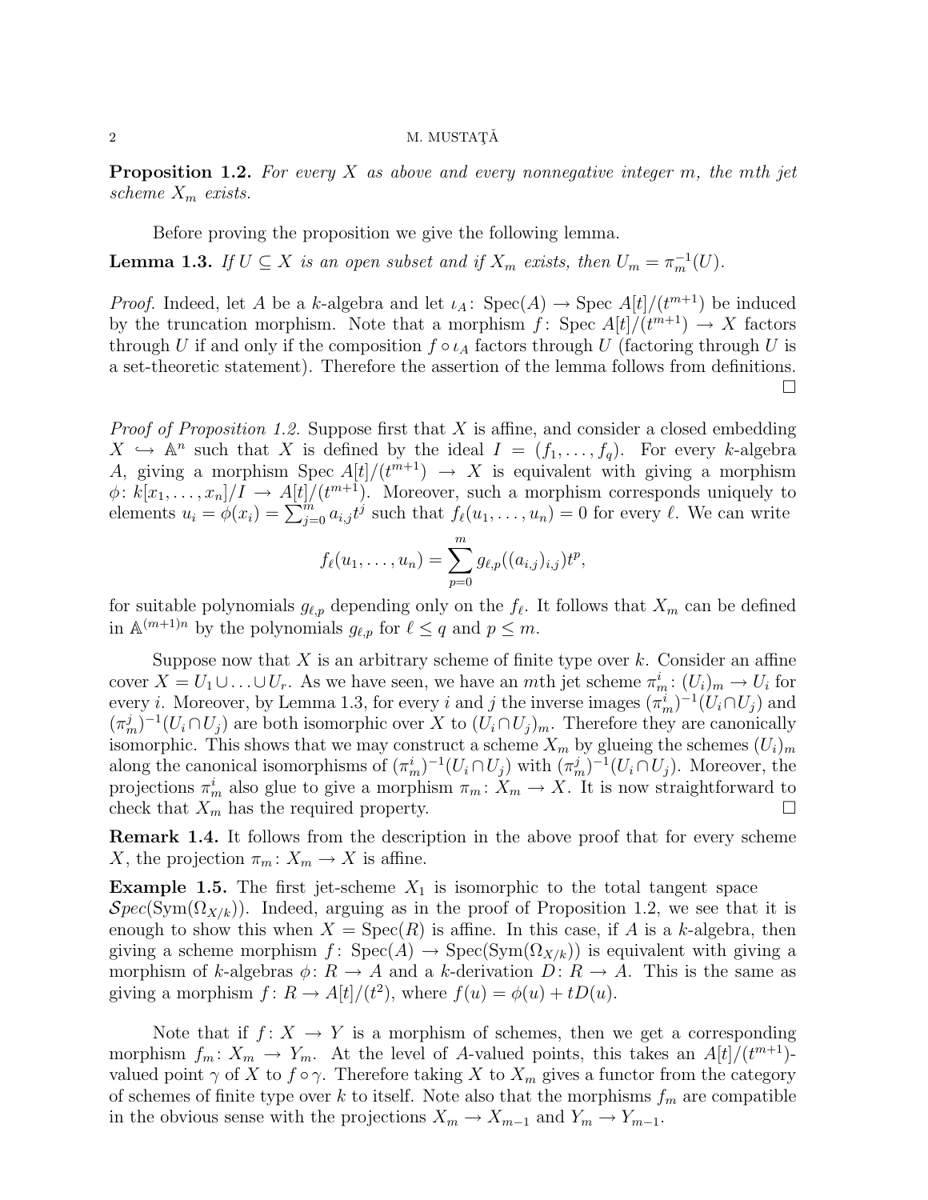**Proposition 1.2.** *For every $X$ as above and every nonnegative integer $m$, the mth jet scheme $X_m$ exists.*

Before proving the proposition we give the following lemma.

**Lemma 1.3.** *If $U \subseteq X$ is an open subset and if $X_m$ exists, then $U_m = \pi_m^{-1}(U)$.*

*Proof.* Indeed, let $A$ be a $k$-algebra and let $\iota_A \colon \operatorname{Spec}(A) \to \operatorname{Spec} A[t]/(t^{m+1})$ be induced by the truncation morphism. Note that a morphism $f \colon \operatorname{Spec} A[t]/(t^{m+1}) \to X$ factors through $U$ if and only if the composition $f \circ \iota_A$ factors through $U$ (factoring through $U$ is a set-theoretic statement). Therefore the assertion of the lemma follows from definitions. $\square$

*Proof of Proposition 1.2.* Suppose first that $X$ is affine, and consider a closed embedding $X \hookrightarrow \mathbb{A}^n$ such that $X$ is defined by the ideal $I = (f_1, \ldots, f_q)$. For every $k$-algebra $A$, giving a morphism $\operatorname{Spec} A[t]/(t^{m+1}) \to X$ is equivalent with giving a morphism $\phi \colon k[x_1, \ldots, x_n]/I \to A[t]/(t^{m+1})$. Moreover, such a morphism corresponds uniquely to elements $u_i = \phi(x_i) = \sum_{j=0}^{m} a_{i,j} t^j$ such that $f_\ell(u_1, \ldots, u_n) = 0$ for every $\ell$. We can write

$$f_\ell(u_1, \ldots, u_n) = \sum_{p=0}^{m} g_{\ell,p}((a_{i,j})_{i,j}) t^p,$$

for suitable polynomials $g_{\ell,p}$ depending only on the $f_\ell$. It follows that $X_m$ can be defined in $\mathbb{A}^{(m+1)n}$ by the polynomials $g_{\ell,p}$ for $\ell \leq q$ and $p \leq m$.

Suppose now that $X$ is an arbitrary scheme of finite type over $k$. Consider an affine cover $X = U_1 \cup \ldots \cup U_r$. As we have seen, we have an $m$th jet scheme $\pi_m^i \colon (U_i)_m \to U_i$ for every $i$. Moreover, by Lemma 1.3, for every $i$ and $j$ the inverse images $(\pi_m^i)^{-1}(U_i \cap U_j)$ and $(\pi_m^j)^{-1}(U_i \cap U_j)$ are both isomorphic over $X$ to $(U_i \cap U_j)_m$. Therefore they are canonically isomorphic. This shows that we may construct a scheme $X_m$ by glueing the schemes $(U_i)_m$ along the canonical isomorphisms of $(\pi_m^i)^{-1}(U_i \cap U_j)$ with $(\pi_m^j)^{-1}(U_i \cap U_j)$. Moreover, the projections $\pi_m^i$ also glue to give a morphism $\pi_m \colon X_m \to X$. It is now straightforward to check that $X_m$ has the required property. $\square$

**Remark 1.4.** It follows from the description in the above proof that for every scheme $X$, the projection $\pi_m \colon X_m \to X$ is affine.

**Example 1.5.** The first jet-scheme $X_1$ is isomorphic to the total tangent space $\mathcal{S}pec(\operatorname{Sym}(\Omega_{X/k}))$. Indeed, arguing as in the proof of Proposition 1.2, we see that it is enough to show this when $X = \operatorname{Spec}(R)$ is affine. In this case, if $A$ is a $k$-algebra, then giving a scheme morphism $f \colon \operatorname{Spec}(A) \to \operatorname{Spec}(\operatorname{Sym}(\Omega_{X/k}))$ is equivalent with giving a morphism of $k$-algebras $\phi \colon R \to A$ and a $k$-derivation $D \colon R \to A$. This is the same as giving a morphism $f \colon R \to A[t]/(t^2)$, where $f(u) = \phi(u) + tD(u)$.

Note that if $f \colon X \to Y$ is a morphism of schemes, then we get a corresponding morphism $f_m \colon X_m \to Y_m$. At the level of $A$-valued points, this takes an $A[t]/(t^{m+1})$-valued point $\gamma$ of $X$ to $f \circ \gamma$. Therefore taking $X$ to $X_m$ gives a functor from the category of schemes of finite type over $k$ to itself. Note also that the morphisms $f_m$ are compatible in the obvious sense with the projections $X_m \to X_{m-1}$ and $Y_m \to Y_{m-1}$.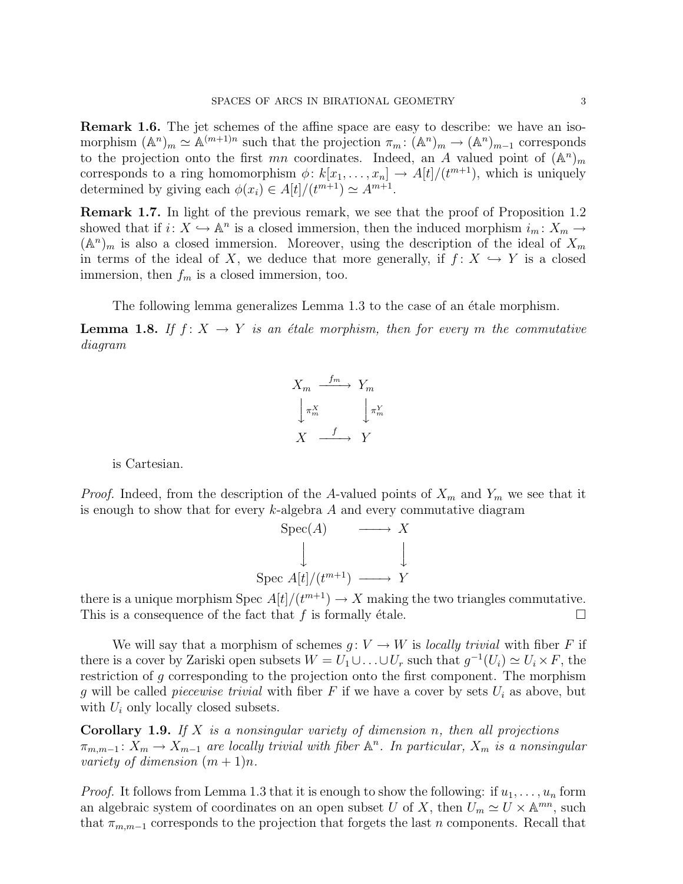**Remark 1.6.** The jet schemes of the affine space are easy to describe: we have an isomorphism $(\mathbb{A}^n)_m \simeq \mathbb{A}^{(m+1)n}$ such that the projection $\pi_m \colon (\mathbb{A}^n)_m \to (\mathbb{A}^n)_{m-1}$ corresponds to the projection onto the first $mn$ coordinates. Indeed, an $A$ valued point of $(\mathbb{A}^n)_m$ corresponds to a ring homomorphism $\phi \colon k[x_1, \ldots, x_n] \to A[t]/(t^{m+1})$, which is uniquely determined by giving each $\phi(x_i) \in A[t]/(t^{m+1}) \simeq A^{m+1}$.

**Remark 1.7.** In light of the previous remark, we see that the proof of Proposition 1.2 showed that if $i \colon X \hookrightarrow \mathbb{A}^n$ is a closed immersion, then the induced morphism $i_m \colon X_m \to (\mathbb{A}^n)_m$ is also a closed immersion. Moreover, using the description of the ideal of $X_m$ in terms of the ideal of $X$, we deduce that more generally, if $f \colon X \hookrightarrow Y$ is a closed immersion, then $f_m$ is a closed immersion, too.

The following lemma generalizes Lemma 1.3 to the case of an étale morphism.

**Lemma 1.8.** *If $f \colon X \to Y$ is an étale morphism, then for every $m$ the commutative diagram*

$$\begin{array}{ccc} X_m & \xrightarrow{f_m} & Y_m \\ \big\downarrow{\scriptstyle \pi_m^X} & & \big\downarrow{\scriptstyle \pi_m^Y} \\ X & \xrightarrow{f} & Y \end{array}$$

*is Cartesian.*

*Proof.* Indeed, from the description of the $A$-valued points of $X_m$ and $Y_m$ we see that it is enough to show that for every $k$-algebra $A$ and every commutative diagram

$$\begin{array}{ccc} \mathrm{Spec}(A) & \longrightarrow & X \\ \big\downarrow & & \big\downarrow \\ \mathrm{Spec}\, A[t]/(t^{m+1}) & \longrightarrow & Y \end{array}$$

there is a unique morphism $\mathrm{Spec}\, A[t]/(t^{m+1}) \to X$ making the two triangles commutative. This is a consequence of the fact that $f$ is formally étale. $\square$

We will say that a morphism of schemes $g \colon V \to W$ is *locally trivial* with fiber $F$ if there is a cover by Zariski open subsets $W = U_1 \cup \ldots \cup U_r$ such that $g^{-1}(U_i) \simeq U_i \times F$, the restriction of $g$ corresponding to the projection onto the first component. The morphism $g$ will be called *piecewise trivial* with fiber $F$ if we have a cover by sets $U_i$ as above, but with $U_i$ only locally closed subsets.

**Corollary 1.9.** *If $X$ is a nonsingular variety of dimension $n$, then all projections $\pi_{m,m-1} \colon X_m \to X_{m-1}$ are locally trivial with fiber $\mathbb{A}^n$. In particular, $X_m$ is a nonsingular variety of dimension $(m+1)n$.*

*Proof.* It follows from Lemma 1.3 that it is enough to show the following: if $u_1, \ldots, u_n$ form an algebraic system of coordinates on an open subset $U$ of $X$, then $U_m \simeq U \times \mathbb{A}^{mn}$, such that $\pi_{m,m-1}$ corresponds to the projection that forgets the last $n$ components. Recall that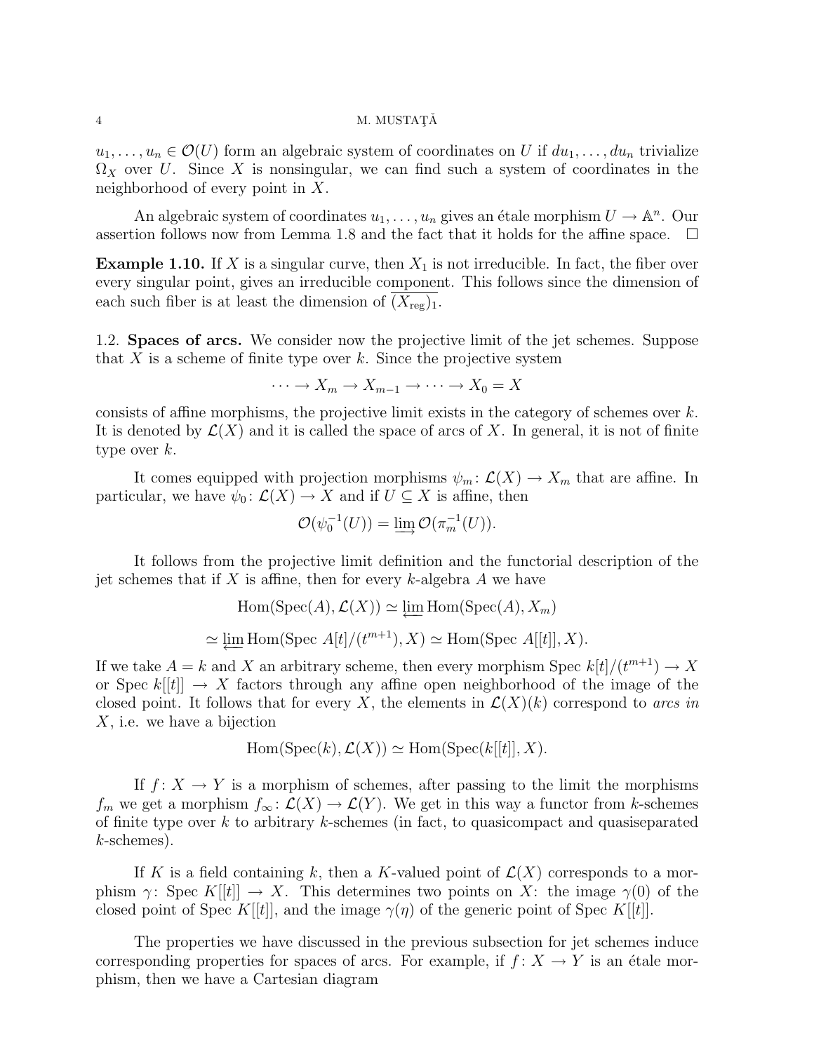$u_1, \ldots, u_n \in \mathcal{O}(U)$ form an algebraic system of coordinates on $U$ if $du_1, \ldots, du_n$ trivialize $\Omega_X$ over $U$. Since $X$ is nonsingular, we can find such a system of coordinates in the neighborhood of every point in $X$.

An algebraic system of coordinates $u_1, \ldots, u_n$ gives an étale morphism $U \to \mathbb{A}^n$. Our assertion follows now from Lemma 1.8 and the fact that it holds for the affine space. $\square$

**Example 1.10.** If $X$ is a singular curve, then $X_1$ is not irreducible. In fact, the fiber over every singular point, gives an irreducible component. This follows since the dimension of each such fiber is at least the dimension of $\overline{(X_{\rm reg})_1}$.

1.2. **Spaces of arcs.** We consider now the projective limit of the jet schemes. Suppose that $X$ is a scheme of finite type over $k$. Since the projective system

$$\cdots \to X_m \to X_{m-1} \to \cdots \to X_0 = X$$

consists of affine morphisms, the projective limit exists in the category of schemes over $k$. It is denoted by $\mathcal{L}(X)$ and it is called the space of arcs of $X$. In general, it is not of finite type over $k$.

It comes equipped with projection morphisms $\psi_m \colon \mathcal{L}(X) \to X_m$ that are affine. In particular, we have $\psi_0 \colon \mathcal{L}(X) \to X$ and if $U \subseteq X$ is affine, then

$$\mathcal{O}(\psi_0^{-1}(U)) = \varinjlim \mathcal{O}(\pi_m^{-1}(U)).$$

It follows from the projective limit definition and the functorial description of the jet schemes that if $X$ is affine, then for every $k$-algebra $A$ we have

$$\mathrm{Hom}(\mathrm{Spec}(A), \mathcal{L}(X)) \simeq \varprojlim \mathrm{Hom}(\mathrm{Spec}(A), X_m)$$

$$\simeq \varprojlim \mathrm{Hom}(\mathrm{Spec}\ A[t]/(t^{m+1}), X) \simeq \mathrm{Hom}(\mathrm{Spec}\ A[[t]], X).$$

If we take $A = k$ and $X$ an arbitrary scheme, then every morphism $\mathrm{Spec}\ k[t]/(t^{m+1}) \to X$ or $\mathrm{Spec}\ k[[t]] \to X$ factors through any affine open neighborhood of the image of the closed point. It follows that for every $X$, the elements in $\mathcal{L}(X)(k)$ correspond to *arcs in* $X$, i.e. we have a bijection

$$\mathrm{Hom}(\mathrm{Spec}(k), \mathcal{L}(X)) \simeq \mathrm{Hom}(\mathrm{Spec}(k[[t]], X).$$

If $f \colon X \to Y$ is a morphism of schemes, after passing to the limit the morphisms $f_m$ we get a morphism $f_\infty \colon \mathcal{L}(X) \to \mathcal{L}(Y)$. We get in this way a functor from $k$-schemes of finite type over $k$ to arbitrary $k$-schemes (in fact, to quasicompact and quasiseparated $k$-schemes).

If $K$ is a field containing $k$, then a $K$-valued point of $\mathcal{L}(X)$ corresponds to a morphism $\gamma \colon \mathrm{Spec}\ K[[t]] \to X$. This determines two points on $X$: the image $\gamma(0)$ of the closed point of $\mathrm{Spec}\ K[[t]]$, and the image $\gamma(\eta)$ of the generic point of $\mathrm{Spec}\ K[[t]]$.

The properties we have discussed in the previous subsection for jet schemes induce corresponding properties for spaces of arcs. For example, if $f \colon X \to Y$ is an étale morphism, then we have a Cartesian diagram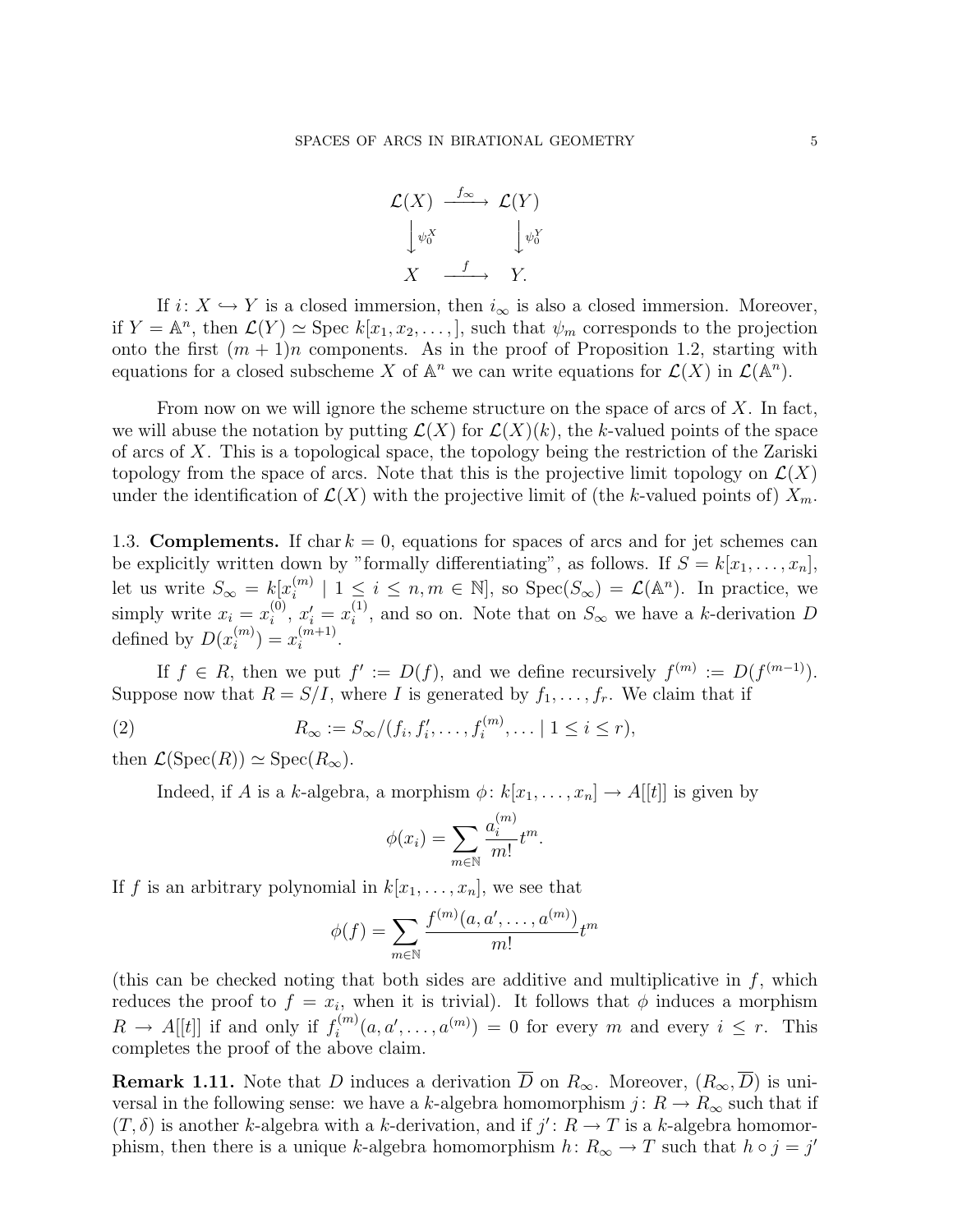$$
\begin{array}{ccc}
\mathcal{L}(X) & \xrightarrow{f_\infty} & \mathcal{L}(Y) \\
\downarrow{\scriptstyle \psi_0^X} & & \downarrow{\scriptstyle \psi_0^Y} \\
X & \xrightarrow{f} & Y.
\end{array}
$$

If $i\colon X \hookrightarrow Y$ is a closed immersion, then $i_\infty$ is also a closed immersion. Moreover, if $Y = \mathbb{A}^n$, then $\mathcal{L}(Y) \simeq \operatorname{Spec} k[x_1, x_2, \ldots, ]$, such that $\psi_m$ corresponds to the projection onto the first $(m+1)n$ components. As in the proof of Proposition 1.2, starting with equations for a closed subscheme $X$ of $\mathbb{A}^n$ we can write equations for $\mathcal{L}(X)$ in $\mathcal{L}(\mathbb{A}^n)$.

From now on we will ignore the scheme structure on the space of arcs of $X$. In fact, we will abuse the notation by putting $\mathcal{L}(X)$ for $\mathcal{L}(X)(k)$, the $k$-valued points of the space of arcs of $X$. This is a topological space, the topology being the restriction of the Zariski topology from the space of arcs. Note that this is the projective limit topology on $\mathcal{L}(X)$ under the identification of $\mathcal{L}(X)$ with the projective limit of (the $k$-valued points of) $X_m$.

1.3. **Complements.** If $\operatorname{char} k = 0$, equations for spaces of arcs and for jet schemes can be explicitly written down by "formally differentiating", as follows. If $S = k[x_1, \ldots, x_n]$, let us write $S_\infty = k[x_i^{(m)} \mid 1 \leq i \leq n, m \in \mathbb{N}]$, so $\operatorname{Spec}(S_\infty) = \mathcal{L}(\mathbb{A}^n)$. In practice, we simply write $x_i = x_i^{(0)}$, $x_i' = x_i^{(1)}$, and so on. Note that on $S_\infty$ we have a $k$-derivation $D$ defined by $D(x_i^{(m)}) = x_i^{(m+1)}$.

If $f \in R$, then we put $f' := D(f)$, and we define recursively $f^{(m)} := D(f^{(m-1)})$. Suppose now that $R = S/I$, where $I$ is generated by $f_1, \ldots, f_r$. We claim that if

$$
R_\infty := S_\infty/(f_i, f_i', \ldots, f_i^{(m)}, \ldots \mid 1 \leq i \leq r), \tag{2}
$$

then $\mathcal{L}(\operatorname{Spec}(R)) \simeq \operatorname{Spec}(R_\infty)$.

Indeed, if $A$ is a $k$-algebra, a morphism $\phi\colon k[x_1, \ldots, x_n] \to A[[t]]$ is given by

$$
\phi(x_i) = \sum_{m \in \mathbb{N}} \frac{a_i^{(m)}}{m!} t^m.
$$

If $f$ is an arbitrary polynomial in $k[x_1, \ldots, x_n]$, we see that

$$
\phi(f) = \sum_{m \in \mathbb{N}} \frac{f^{(m)}(a, a', \ldots, a^{(m)})}{m!} t^m
$$

(this can be checked noting that both sides are additive and multiplicative in $f$, which reduces the proof to $f = x_i$, when it is trivial). It follows that $\phi$ induces a morphism $R \to A[[t]]$ if and only if $f_i^{(m)}(a, a', \ldots, a^{(m)}) = 0$ for every $m$ and every $i \leq r$. This completes the proof of the above claim.

**Remark 1.11.** Note that $D$ induces a derivation $\overline{D}$ on $R_\infty$. Moreover, $(R_\infty, \overline{D})$ is universal in the following sense: we have a $k$-algebra homomorphism $j\colon R \to R_\infty$ such that if $(T, \delta)$ is another $k$-algebra with a $k$-derivation, and if $j'\colon R \to T$ is a $k$-algebra homomorphism, then there is a unique $k$-algebra homomorphism $h\colon R_\infty \to T$ such that $h \circ j = j'$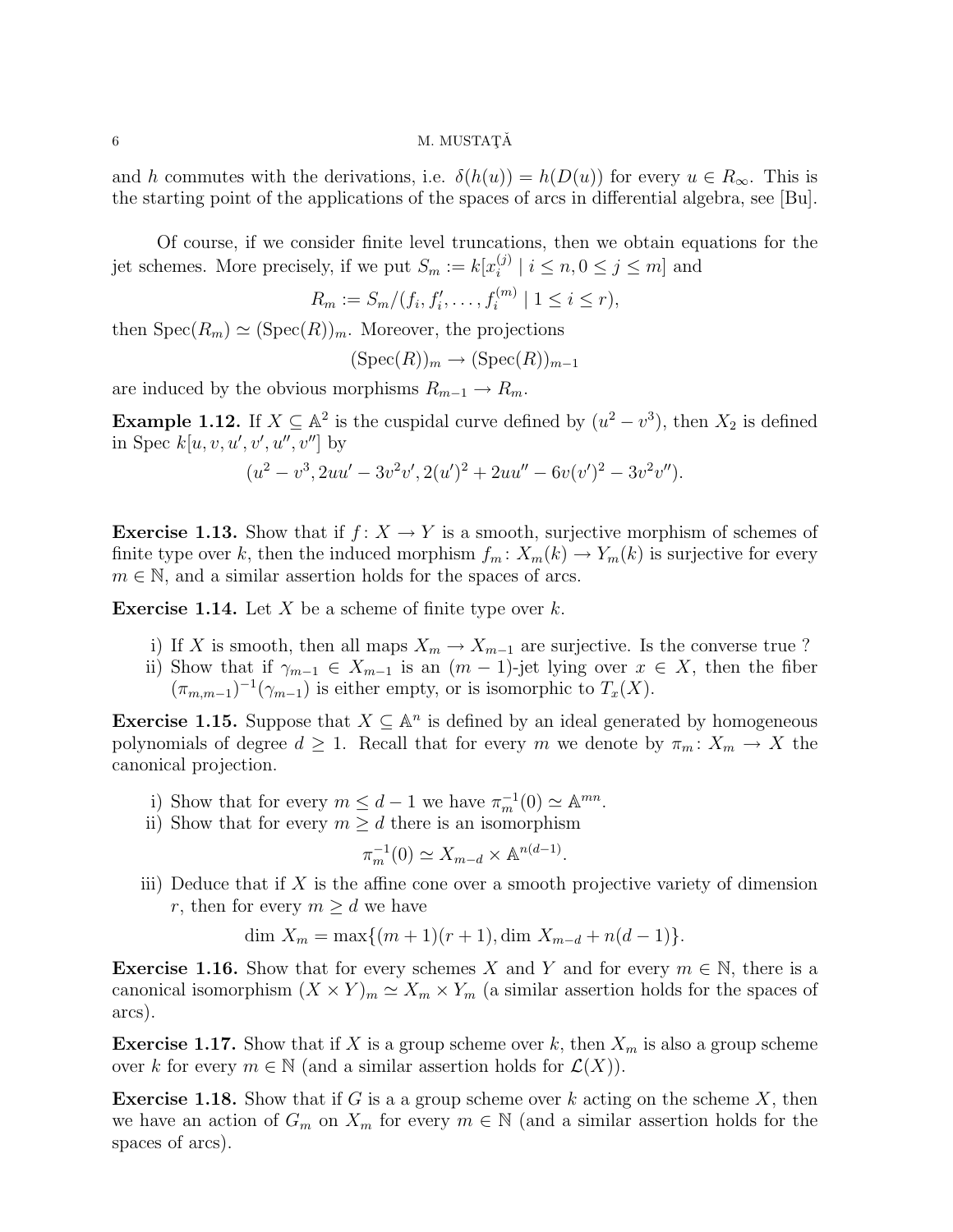and $h$ commutes with the derivations, i.e. $\delta(h(u)) = h(D(u))$ for every $u \in R_\infty$. This is the starting point of the applications of the spaces of arcs in differential algebra, see [Bu].

Of course, if we consider finite level truncations, then we obtain equations for the jet schemes. More precisely, if we put $S_m := k[x_i^{(j)} \mid i \leq n, 0 \leq j \leq m]$ and

$$R_m := S_m/(f_i, f_i', \ldots, f_i^{(m)} \mid 1 \leq i \leq r),$$

then $\mathrm{Spec}(R_m) \simeq (\mathrm{Spec}(R))_m$. Moreover, the projections

$$(\mathrm{Spec}(R))_m \to (\mathrm{Spec}(R))_{m-1}$$

are induced by the obvious morphisms $R_{m-1} \to R_m$.

**Example 1.12.** If $X \subseteq \mathbb{A}^2$ is the cuspidal curve defined by $(u^2 - v^3)$, then $X_2$ is defined in Spec $k[u, v, u', v', u'', v'']$ by

$$(u^2 - v^3, 2uu' - 3v^2v', 2(u')^2 + 2uu'' - 6v(v')^2 - 3v^2v'').$$

**Exercise 1.13.** Show that if $f\colon X \to Y$ is a smooth, surjective morphism of schemes of finite type over $k$, then the induced morphism $f_m\colon X_m(k) \to Y_m(k)$ is surjective for every $m \in \mathbb{N}$, and a similar assertion holds for the spaces of arcs.

**Exercise 1.14.** Let $X$ be a scheme of finite type over $k$.

i) If $X$ is smooth, then all maps $X_m \to X_{m-1}$ are surjective. Is the converse true ?
ii) Show that if $\gamma_{m-1} \in X_{m-1}$ is an $(m-1)$-jet lying over $x \in X$, then the fiber $(\pi_{m,m-1})^{-1}(\gamma_{m-1})$ is either empty, or is isomorphic to $T_x(X)$.

**Exercise 1.15.** Suppose that $X \subseteq \mathbb{A}^n$ is defined by an ideal generated by homogeneous polynomials of degree $d \geq 1$. Recall that for every $m$ we denote by $\pi_m\colon X_m \to X$ the canonical projection.

i) Show that for every $m \leq d-1$ we have $\pi_m^{-1}(0) \simeq \mathbb{A}^{mn}$.
ii) Show that for every $m \geq d$ there is an isomorphism

$$\pi_m^{-1}(0) \simeq X_{m-d} \times \mathbb{A}^{n(d-1)}.$$

iii) Deduce that if $X$ is the affine cone over a smooth projective variety of dimension $r$, then for every $m \geq d$ we have

$$\dim\, X_m = \max\{(m+1)(r+1), \dim\, X_{m-d} + n(d-1)\}.$$

**Exercise 1.16.** Show that for every schemes $X$ and $Y$ and for every $m \in \mathbb{N}$, there is a canonical isomorphism $(X \times Y)_m \simeq X_m \times Y_m$ (a similar assertion holds for the spaces of arcs).

**Exercise 1.17.** Show that if $X$ is a group scheme over $k$, then $X_m$ is also a group scheme over $k$ for every $m \in \mathbb{N}$ (and a similar assertion holds for $\mathcal{L}(X)$).

**Exercise 1.18.** Show that if $G$ is a a group scheme over $k$ acting on the scheme $X$, then we have an action of $G_m$ on $X_m$ for every $m \in \mathbb{N}$ (and a similar assertion holds for the spaces of arcs).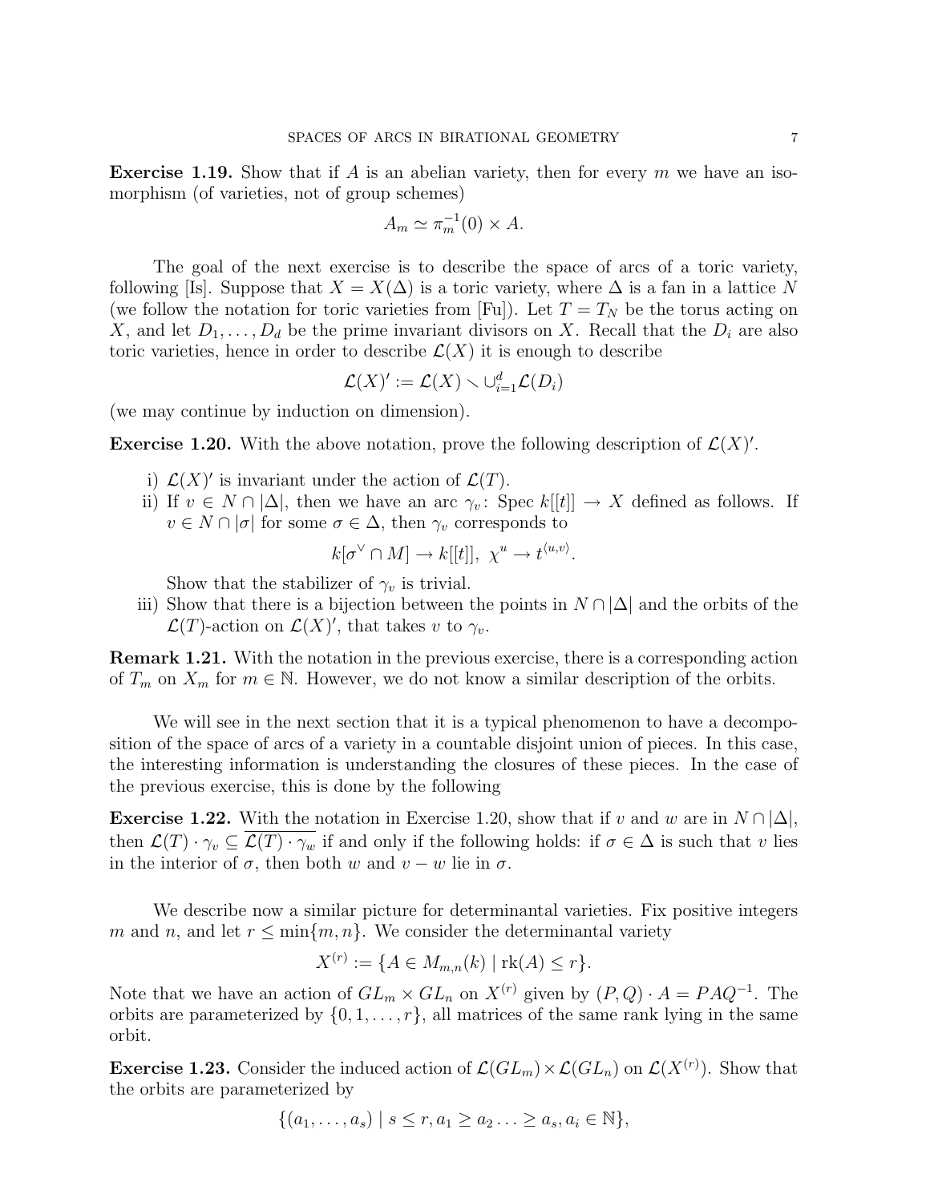**Exercise 1.19.** Show that if $A$ is an abelian variety, then for every $m$ we have an isomorphism (of varieties, not of group schemes)

$$A_m \simeq \pi_m^{-1}(0) \times A.$$

The goal of the next exercise is to describe the space of arcs of a toric variety, following [Is]. Suppose that $X = X(\Delta)$ is a toric variety, where $\Delta$ is a fan in a lattice $N$ (we follow the notation for toric varieties from [Fu]). Let $T = T_N$ be the torus acting on $X$, and let $D_1, \ldots, D_d$ be the prime invariant divisors on $X$. Recall that the $D_i$ are also toric varieties, hence in order to describe $\mathcal{L}(X)$ it is enough to describe

$$\mathcal{L}(X)' := \mathcal{L}(X) \smallsetminus \cup_{i=1}^{d} \mathcal{L}(D_i)$$

(we may continue by induction on dimension).

**Exercise 1.20.** With the above notation, prove the following description of $\mathcal{L}(X)'$.

i) $\mathcal{L}(X)'$ is invariant under the action of $\mathcal{L}(T)$.
ii) If $v \in N \cap |\Delta|$, then we have an arc $\gamma_v$: Spec $k[[t]] \to X$ defined as follows. If $v \in N \cap |\sigma|$ for some $\sigma \in \Delta$, then $\gamma_v$ corresponds to

$$k[\sigma^\vee \cap M] \to k[[t]], \ \chi^u \to t^{\langle u,v \rangle}.$$

Show that the stabilizer of $\gamma_v$ is trivial.
iii) Show that there is a bijection between the points in $N \cap |\Delta|$ and the orbits of the $\mathcal{L}(T)$-action on $\mathcal{L}(X)'$, that takes $v$ to $\gamma_v$.

**Remark 1.21.** With the notation in the previous exercise, there is a corresponding action of $T_m$ on $X_m$ for $m \in \mathbb{N}$. However, we do not know a similar description of the orbits.

We will see in the next section that it is a typical phenomenon to have a decomposition of the space of arcs of a variety in a countable disjoint union of pieces. In this case, the interesting information is understanding the closures of these pieces. In the case of the previous exercise, this is done by the following

**Exercise 1.22.** With the notation in Exercise 1.20, show that if $v$ and $w$ are in $N \cap |\Delta|$, then $\mathcal{L}(T) \cdot \gamma_v \subseteq \overline{\mathcal{L}(T) \cdot \gamma_w}$ if and only if the following holds: if $\sigma \in \Delta$ is such that $v$ lies in the interior of $\sigma$, then both $w$ and $v - w$ lie in $\sigma$.

We describe now a similar picture for determinantal varieties. Fix positive integers $m$ and $n$, and let $r \leq \min\{m, n\}$. We consider the determinantal variety

$$X^{(r)} := \{A \in M_{m,n}(k) \mid \mathrm{rk}(A) \leq r\}.$$

Note that we have an action of $GL_m \times GL_n$ on $X^{(r)}$ given by $(P, Q) \cdot A = PAQ^{-1}$. The orbits are parameterized by $\{0, 1, \ldots, r\}$, all matrices of the same rank lying in the same orbit.

**Exercise 1.23.** Consider the induced action of $\mathcal{L}(GL_m) \times \mathcal{L}(GL_n)$ on $\mathcal{L}(X^{(r)})$. Show that the orbits are parameterized by

$$\{(a_1, \ldots, a_s) \mid s \leq r, a_1 \geq a_2 \ldots \geq a_s, a_i \in \mathbb{N}\},$$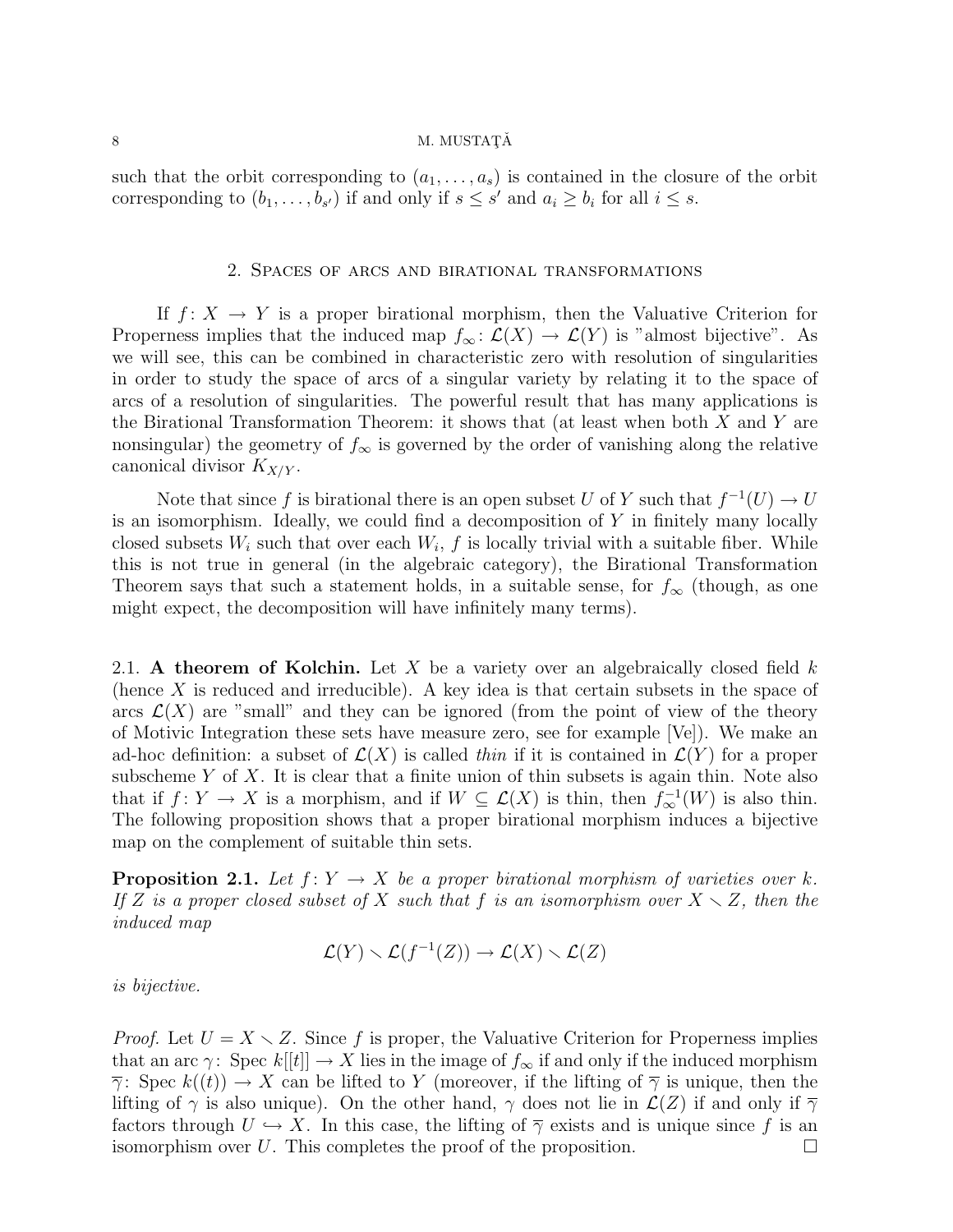such that the orbit corresponding to $(a_1, \ldots, a_s)$ is contained in the closure of the orbit corresponding to $(b_1, \ldots, b_{s'})$ if and only if $s \leq s'$ and $a_i \geq b_i$ for all $i \leq s$.

## 2. Spaces of arcs and birational transformations

If $f\colon X \to Y$ is a proper birational morphism, then the Valuative Criterion for Properness implies that the induced map $f_\infty\colon \mathcal{L}(X) \to \mathcal{L}(Y)$ is "almost bijective". As we will see, this can be combined in characteristic zero with resolution of singularities in order to study the space of arcs of a singular variety by relating it to the space of arcs of a resolution of singularities. The powerful result that has many applications is the Birational Transformation Theorem: it shows that (at least when both $X$ and $Y$ are nonsingular) the geometry of $f_\infty$ is governed by the order of vanishing along the relative canonical divisor $K_{X/Y}$.

Note that since $f$ is birational there is an open subset $U$ of $Y$ such that $f^{-1}(U) \to U$ is an isomorphism. Ideally, we could find a decomposition of $Y$ in finitely many locally closed subsets $W_i$ such that over each $W_i$, $f$ is locally trivial with a suitable fiber. While this is not true in general (in the algebraic category), the Birational Transformation Theorem says that such a statement holds, in a suitable sense, for $f_\infty$ (though, as one might expect, the decomposition will have infinitely many terms).

### 2.1. A theorem of Kolchin.

Let $X$ be a variety over an algebraically closed field $k$ (hence $X$ is reduced and irreducible). A key idea is that certain subsets in the space of arcs $\mathcal{L}(X)$ are "small" and they can be ignored (from the point of view of the theory of Motivic Integration these sets have measure zero, see for example [Ve]). We make an ad-hoc definition: a subset of $\mathcal{L}(X)$ is called *thin* if it is contained in $\mathcal{L}(Y)$ for a proper subscheme $Y$ of $X$. It is clear that a finite union of thin subsets is again thin. Note also that if $f\colon Y \to X$ is a morphism, and if $W \subseteq \mathcal{L}(X)$ is thin, then $f_\infty^{-1}(W)$ is also thin. The following proposition shows that a proper birational morphism induces a bijective map on the complement of suitable thin sets.

**Proposition 2.1.** *Let $f\colon Y \to X$ be a proper birational morphism of varieties over $k$. If $Z$ is a proper closed subset of $X$ such that $f$ is an isomorphism over $X \smallsetminus Z$, then the induced map*

$$\mathcal{L}(Y) \smallsetminus \mathcal{L}(f^{-1}(Z)) \to \mathcal{L}(X) \smallsetminus \mathcal{L}(Z)$$

*is bijective.*

*Proof.* Let $U = X \smallsetminus Z$. Since $f$ is proper, the Valuative Criterion for Properness implies that an arc $\gamma\colon \operatorname{Spec} k[[t]] \to X$ lies in the image of $f_\infty$ if and only if the induced morphism $\overline{\gamma}\colon \operatorname{Spec} k((t)) \to X$ can be lifted to $Y$ (moreover, if the lifting of $\overline{\gamma}$ is unique, then the lifting of $\gamma$ is also unique). On the other hand, $\gamma$ does not lie in $\mathcal{L}(Z)$ if and only if $\overline{\gamma}$ factors through $U \hookrightarrow X$. In this case, the lifting of $\overline{\gamma}$ exists and is unique since $f$ is an isomorphism over $U$. This completes the proof of the proposition. $\square$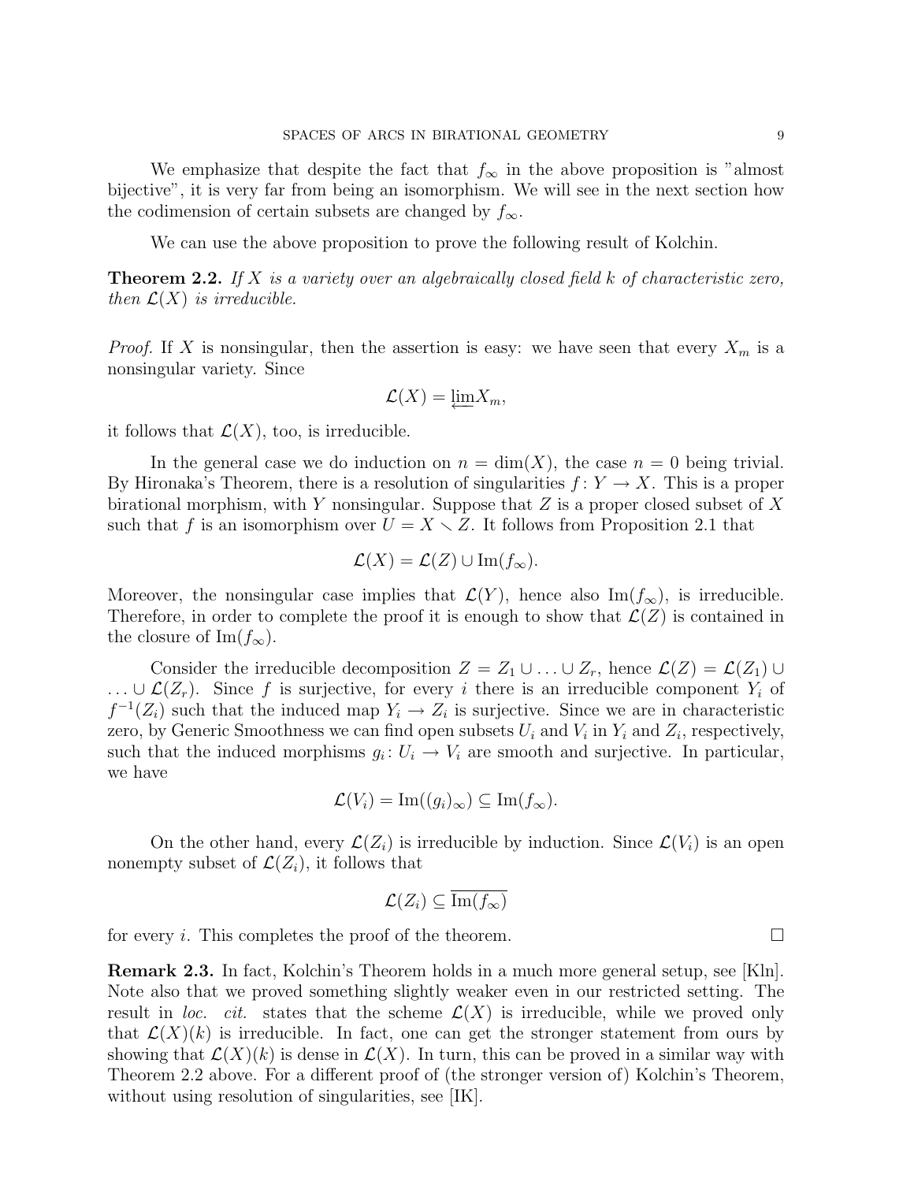We emphasize that despite the fact that $f_\infty$ in the above proposition is "almost bijective", it is very far from being an isomorphism. We will see in the next section how the codimension of certain subsets are changed by $f_\infty$.

We can use the above proposition to prove the following result of Kolchin.

**Theorem 2.2.** *If $X$ is a variety over an algebraically closed field $k$ of characteristic zero, then $\mathcal{L}(X)$ is irreducible.*

*Proof.* If $X$ is nonsingular, then the assertion is easy: we have seen that every $X_m$ is a nonsingular variety. Since

$$\mathcal{L}(X) = \varprojlim X_m,$$

it follows that $\mathcal{L}(X)$, too, is irreducible.

In the general case we do induction on $n = \dim(X)$, the case $n = 0$ being trivial. By Hironaka's Theorem, there is a resolution of singularities $f \colon Y \to X$. This is a proper birational morphism, with $Y$ nonsingular. Suppose that $Z$ is a proper closed subset of $X$ such that $f$ is an isomorphism over $U = X \smallsetminus Z$. It follows from Proposition 2.1 that

$$\mathcal{L}(X) = \mathcal{L}(Z) \cup \mathrm{Im}(f_\infty).$$

Moreover, the nonsingular case implies that $\mathcal{L}(Y)$, hence also $\mathrm{Im}(f_\infty)$, is irreducible. Therefore, in order to complete the proof it is enough to show that $\mathcal{L}(Z)$ is contained in the closure of $\mathrm{Im}(f_\infty)$.

Consider the irreducible decomposition $Z = Z_1 \cup \ldots \cup Z_r$, hence $\mathcal{L}(Z) = \mathcal{L}(Z_1) \cup \ldots \cup \mathcal{L}(Z_r)$. Since $f$ is surjective, for every $i$ there is an irreducible component $Y_i$ of $f^{-1}(Z_i)$ such that the induced map $Y_i \to Z_i$ is surjective. Since we are in characteristic zero, by Generic Smoothness we can find open subsets $U_i$ and $V_i$ in $Y_i$ and $Z_i$, respectively, such that the induced morphisms $g_i \colon U_i \to V_i$ are smooth and surjective. In particular, we have

$$\mathcal{L}(V_i) = \mathrm{Im}((g_i)_\infty) \subseteq \mathrm{Im}(f_\infty).$$

On the other hand, every $\mathcal{L}(Z_i)$ is irreducible by induction. Since $\mathcal{L}(V_i)$ is an open nonempty subset of $\mathcal{L}(Z_i)$, it follows that

$$\mathcal{L}(Z_i) \subseteq \overline{\mathrm{Im}(f_\infty)}$$

for every $i$. This completes the proof of the theorem. □

**Remark 2.3.** In fact, Kolchin's Theorem holds in a much more general setup, see [Kln]. Note also that we proved something slightly weaker even in our restricted setting. The result in *loc. cit.* states that the scheme $\mathcal{L}(X)$ is irreducible, while we proved only that $\mathcal{L}(X)(k)$ is irreducible. In fact, one can get the stronger statement from ours by showing that $\mathcal{L}(X)(k)$ is dense in $\mathcal{L}(X)$. In turn, this can be proved in a similar way with Theorem 2.2 above. For a different proof of (the stronger version of) Kolchin's Theorem, without using resolution of singularities, see [IK].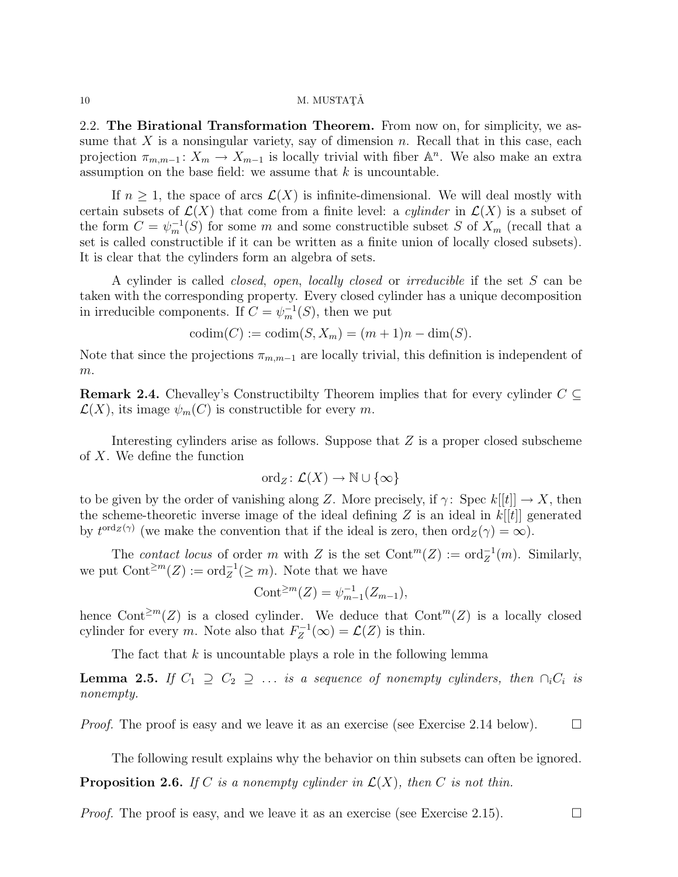2.2. **The Birational Transformation Theorem.** From now on, for simplicity, we assume that $X$ is a nonsingular variety, say of dimension $n$. Recall that in this case, each projection $\pi_{m,m-1}\colon X_m \to X_{m-1}$ is locally trivial with fiber $\mathbb{A}^n$. We also make an extra assumption on the base field: we assume that $k$ is uncountable.

If $n \geq 1$, the space of arcs $\mathcal{L}(X)$ is infinite-dimensional. We will deal mostly with certain subsets of $\mathcal{L}(X)$ that come from a finite level: a *cylinder* in $\mathcal{L}(X)$ is a subset of the form $C = \psi_m^{-1}(S)$ for some $m$ and some constructible subset $S$ of $X_m$ (recall that a set is called constructible if it can be written as a finite union of locally closed subsets). It is clear that the cylinders form an algebra of sets.

A cylinder is called *closed*, *open*, *locally closed* or *irreducible* if the set $S$ can be taken with the corresponding property. Every closed cylinder has a unique decomposition in irreducible components. If $C = \psi_m^{-1}(S)$, then we put

$$\operatorname{codim}(C) := \operatorname{codim}(S, X_m) = (m+1)n - \dim(S).$$

Note that since the projections $\pi_{m,m-1}$ are locally trivial, this definition is independent of $m$.

**Remark 2.4.** Chevalley's Constructibilty Theorem implies that for every cylinder $C \subseteq \mathcal{L}(X)$, its image $\psi_m(C)$ is constructible for every $m$.

Interesting cylinders arise as follows. Suppose that $Z$ is a proper closed subscheme of $X$. We define the function

$$\operatorname{ord}_Z\colon \mathcal{L}(X) \to \mathbb{N} \cup \{\infty\}$$

to be given by the order of vanishing along $Z$. More precisely, if $\gamma\colon \operatorname{Spec} k[[t]] \to X$, then the scheme-theoretic inverse image of the ideal defining $Z$ is an ideal in $k[[t]]$ generated by $t^{\operatorname{ord}_Z(\gamma)}$ (we make the convention that if the ideal is zero, then $\operatorname{ord}_Z(\gamma) = \infty$).

The *contact locus* of order $m$ with $Z$ is the set $\operatorname{Cont}^m(Z) := \operatorname{ord}_Z^{-1}(m)$. Similarly, we put $\operatorname{Cont}^{\geq m}(Z) := \operatorname{ord}_Z^{-1}(\geq m)$. Note that we have

$$\operatorname{Cont}^{\geq m}(Z) = \psi_{m-1}^{-1}(Z_{m-1}),$$

hence $\operatorname{Cont}^{\geq m}(Z)$ is a closed cylinder. We deduce that $\operatorname{Cont}^m(Z)$ is a locally closed cylinder for every $m$. Note also that $F_Z^{-1}(\infty) = \mathcal{L}(Z)$ is thin.

The fact that $k$ is uncountable plays a role in the following lemma

**Lemma 2.5.** *If $C_1 \supseteq C_2 \supseteq \ldots$ is a sequence of nonempty cylinders, then $\cap_i C_i$ is nonempty.*

*Proof.* The proof is easy and we leave it as an exercise (see Exercise 2.14 below). $\square$

The following result explains why the behavior on thin subsets can often be ignored.

**Proposition 2.6.** *If $C$ is a nonempty cylinder in $\mathcal{L}(X)$, then $C$ is not thin.*

*Proof.* The proof is easy, and we leave it as an exercise (see Exercise 2.15). $\square$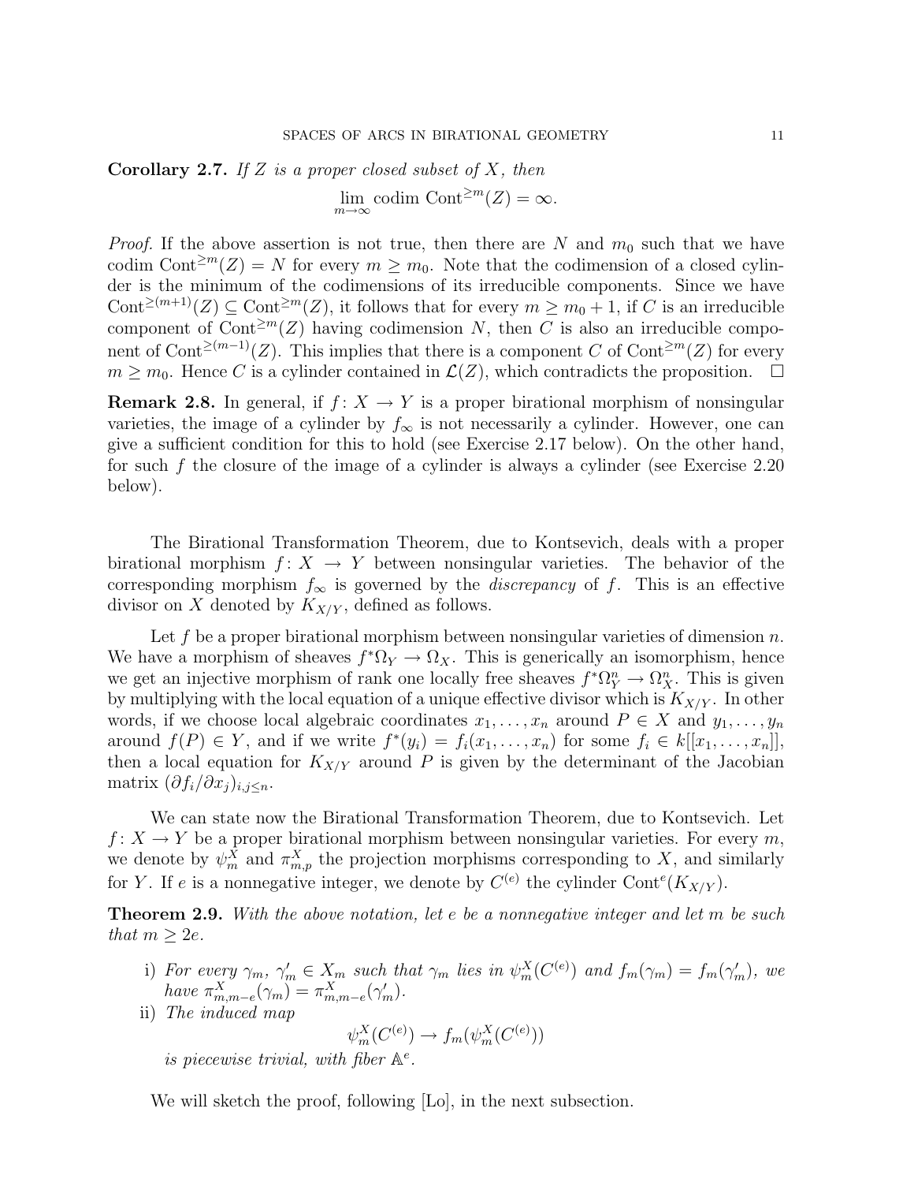**Corollary 2.7.** *If $Z$ is a proper closed subset of $X$, then*

$$\lim_{m\to\infty} \operatorname{codim} \operatorname{Cont}^{\geq m}(Z) = \infty.$$

*Proof.* If the above assertion is not true, then there are $N$ and $m_0$ such that we have $\operatorname{codim} \operatorname{Cont}^{\geq m}(Z) = N$ for every $m \geq m_0$. Note that the codimension of a closed cylinder is the minimum of the codimensions of its irreducible components. Since we have $\operatorname{Cont}^{\geq (m+1)}(Z) \subseteq \operatorname{Cont}^{\geq m}(Z)$, it follows that for every $m \geq m_0 + 1$, if $C$ is an irreducible component of $\operatorname{Cont}^{\geq m}(Z)$ having codimension $N$, then $C$ is also an irreducible component of $\operatorname{Cont}^{\geq (m-1)}(Z)$. This implies that there is a component $C$ of $\operatorname{Cont}^{\geq m}(Z)$ for every $m \geq m_0$. Hence $C$ is a cylinder contained in $\mathcal{L}(Z)$, which contradicts the proposition. $\square$

**Remark 2.8.** In general, if $f\colon X \to Y$ is a proper birational morphism of nonsingular varieties, the image of a cylinder by $f_\infty$ is not necessarily a cylinder. However, one can give a sufficient condition for this to hold (see Exercise 2.17 below). On the other hand, for such $f$ the closure of the image of a cylinder is always a cylinder (see Exercise 2.20 below).

The Birational Transformation Theorem, due to Kontsevich, deals with a proper birational morphism $f\colon X \to Y$ between nonsingular varieties. The behavior of the corresponding morphism $f_\infty$ is governed by the *discrepancy* of $f$. This is an effective divisor on $X$ denoted by $K_{X/Y}$, defined as follows.

Let $f$ be a proper birational morphism between nonsingular varieties of dimension $n$. We have a morphism of sheaves $f^*\Omega_Y \to \Omega_X$. This is generically an isomorphism, hence we get an injective morphism of rank one locally free sheaves $f^*\Omega_Y^n \to \Omega_X^n$. This is given by multiplying with the local equation of a unique effective divisor which is $K_{X/Y}$. In other words, if we choose local algebraic coordinates $x_1, \ldots, x_n$ around $P \in X$ and $y_1, \ldots, y_n$ around $f(P) \in Y$, and if we write $f^*(y_i) = f_i(x_1, \ldots, x_n)$ for some $f_i \in k[[x_1, \ldots, x_n]]$, then a local equation for $K_{X/Y}$ around $P$ is given by the determinant of the Jacobian matrix $(\partial f_i/\partial x_j)_{i,j\leq n}$.

We can state now the Birational Transformation Theorem, due to Kontsevich. Let $f\colon X \to Y$ be a proper birational morphism between nonsingular varieties. For every $m$, we denote by $\psi_m^X$ and $\pi_{m,p}^X$ the projection morphisms corresponding to $X$, and similarly for $Y$. If $e$ is a nonnegative integer, we denote by $C^{(e)}$ the cylinder $\operatorname{Cont}^e(K_{X/Y})$.

**Theorem 2.9.** *With the above notation, let $e$ be a nonnegative integer and let $m$ be such that $m \geq 2e$.*

i) *For every $\gamma_m$, $\gamma_m' \in X_m$ such that $\gamma_m$ lies in $\psi_m^X(C^{(e)})$ and $f_m(\gamma_m) = f_m(\gamma_m')$, we have $\pi_{m,m-e}^X(\gamma_m) = \pi_{m,m-e}^X(\gamma_m')$.*
ii) *The induced map*

$$\psi_m^X(C^{(e)}) \to f_m(\psi_m^X(C^{(e)}))$$

*is piecewise trivial, with fiber $\mathbb{A}^e$.*

We will sketch the proof, following [Lo], in the next subsection.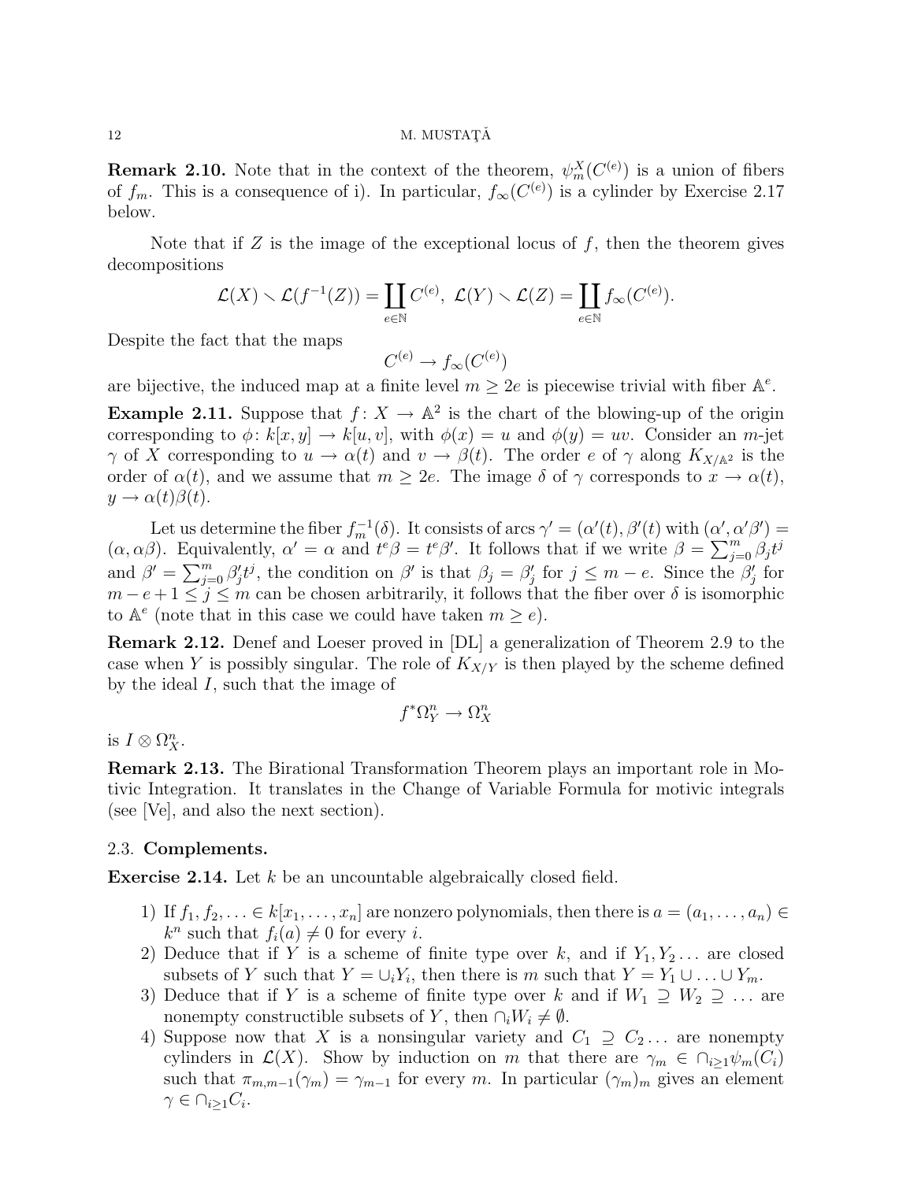**Remark 2.10.** Note that in the context of the theorem, $\psi_m^X(C^{(e)})$ is a union of fibers of $f_m$. This is a consequence of i). In particular, $f_\infty(C^{(e)})$ is a cylinder by Exercise 2.17 below.

Note that if $Z$ is the image of the exceptional locus of $f$, then the theorem gives decompositions

$$\mathcal{L}(X) \smallsetminus \mathcal{L}(f^{-1}(Z)) = \coprod_{e\in\mathbb{N}} C^{(e)},\ \mathcal{L}(Y) \smallsetminus \mathcal{L}(Z) = \coprod_{e\in\mathbb{N}} f_\infty(C^{(e)}).$$

Despite the fact that the maps

$$C^{(e)} \to f_\infty(C^{(e)})$$

are bijective, the induced map at a finite level $m \geq 2e$ is piecewise trivial with fiber $\mathbb{A}^e$.

**Example 2.11.** Suppose that $f\colon X \to \mathbb{A}^2$ is the chart of the blowing-up of the origin corresponding to $\phi\colon k[x,y] \to k[u,v]$, with $\phi(x) = u$ and $\phi(y) = uv$. Consider an $m$-jet $\gamma$ of $X$ corresponding to $u \to \alpha(t)$ and $v \to \beta(t)$. The order $e$ of $\gamma$ along $K_{X/\mathbb{A}^2}$ is the order of $\alpha(t)$, and we assume that $m \geq 2e$. The image $\delta$ of $\gamma$ corresponds to $x \to \alpha(t)$, $y \to \alpha(t)\beta(t)$.

Let us determine the fiber $f_m^{-1}(\delta)$. It consists of arcs $\gamma' = (\alpha'(t), \beta'(t)$ with $(\alpha', \alpha'\beta') = (\alpha, \alpha\beta)$. Equivalently, $\alpha' = \alpha$ and $t^e\beta = t^e\beta'$. It follows that if we write $\beta = \sum_{j=0}^m \beta_j t^j$ and $\beta' = \sum_{j=0}^m \beta_j' t^j$, the condition on $\beta'$ is that $\beta_j = \beta_j'$ for $j \leq m-e$. Since the $\beta_j'$ for $m-e+1 \leq j \leq m$ can be chosen arbitrarily, it follows that the fiber over $\delta$ is isomorphic to $\mathbb{A}^e$ (note that in this case we could have taken $m \geq e$).

**Remark 2.12.** Denef and Loeser proved in [DL] a generalization of Theorem 2.9 to the case when $Y$ is possibly singular. The role of $K_{X/Y}$ is then played by the scheme defined by the ideal $I$, such that the image of

$$f^*\Omega_Y^n \to \Omega_X^n$$

is $I \otimes \Omega_X^n$.

**Remark 2.13.** The Birational Transformation Theorem plays an important role in Motivic Integration. It translates in the Change of Variable Formula for motivic integrals (see [Ve], and also the next section).

## 2.3. Complements.

**Exercise 2.14.** Let $k$ be an uncountable algebraically closed field.

1) If $f_1, f_2, \ldots \in k[x_1, \ldots, x_n]$ are nonzero polynomials, then there is $a = (a_1, \ldots, a_n) \in k^n$ such that $f_i(a) \neq 0$ for every $i$.
2) Deduce that if $Y$ is a scheme of finite type over $k$, and if $Y_1, Y_2 \ldots$ are closed subsets of $Y$ such that $Y = \cup_i Y_i$, then there is $m$ such that $Y = Y_1 \cup \ldots \cup Y_m$.
3) Deduce that if $Y$ is a scheme of finite type over $k$ and if $W_1 \supseteq W_2 \supseteq \ldots$ are nonempty constructible subsets of $Y$, then $\cap_i W_i \neq \emptyset$.
4) Suppose now that $X$ is a nonsingular variety and $C_1 \supseteq C_2 \ldots$ are nonempty cylinders in $\mathcal{L}(X)$. Show by induction on $m$ that there are $\gamma_m \in \cap_{i\geq 1}\psi_m(C_i)$ such that $\pi_{m,m-1}(\gamma_m) = \gamma_{m-1}$ for every $m$. In particular $(\gamma_m)_m$ gives an element $\gamma \in \cap_{i\geq 1} C_i$.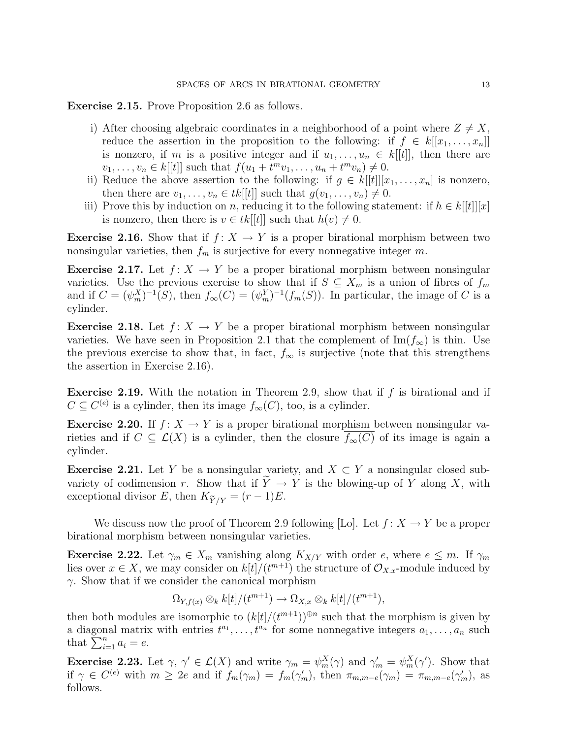**Exercise 2.15.** Prove Proposition 2.6 as follows.

i) After choosing algebraic coordinates in a neighborhood of a point where $Z \neq X$, reduce the assertion in the proposition to the following: if $f \in k[[x_1, \ldots, x_n]]$ is nonzero, if $m$ is a positive integer and if $u_1, \ldots, u_n \in k[[t]]$, then there are $v_1, \ldots, v_n \in k[[t]]$ such that $f(u_1 + t^m v_1, \ldots, u_n + t^m v_n) \neq 0$.

ii) Reduce the above assertion to the following: if $g \in k[[t]][x_1, \ldots, x_n]$ is nonzero, then there are $v_1, \ldots, v_n \in tk[[t]]$ such that $g(v_1, \ldots, v_n) \neq 0$.

iii) Prove this by induction on $n$, reducing it to the following statement: if $h \in k[[t]][x]$ is nonzero, then there is $v \in tk[[t]]$ such that $h(v) \neq 0$.

**Exercise 2.16.** Show that if $f\colon X \to Y$ is a proper birational morphism between two nonsingular varieties, then $f_m$ is surjective for every nonnegative integer $m$.

**Exercise 2.17.** Let $f\colon X \to Y$ be a proper birational morphism between nonsingular varieties. Use the previous exercise to show that if $S \subseteq X_m$ is a union of fibres of $f_m$ and if $C = (\psi_m^X)^{-1}(S)$, then $f_\infty(C) = (\psi_m^Y)^{-1}(f_m(S))$. In particular, the image of $C$ is a cylinder.

**Exercise 2.18.** Let $f\colon X \to Y$ be a proper birational morphism between nonsingular varieties. We have seen in Proposition 2.1 that the complement of $\mathrm{Im}(f_\infty)$ is thin. Use the previous exercise to show that, in fact, $f_\infty$ is surjective (note that this strengthens the assertion in Exercise 2.16).

**Exercise 2.19.** With the notation in Theorem 2.9, show that if $f$ is birational and if $C \subseteq C^{(e)}$ is a cylinder, then its image $f_\infty(C)$, too, is a cylinder.

**Exercise 2.20.** If $f\colon X \to Y$ is a proper birational morphism between nonsingular varieties and if $C \subseteq \mathcal{L}(X)$ is a cylinder, then the closure $\overline{f_\infty(C)}$ of its image is again a cylinder.

**Exercise 2.21.** Let $Y$ be a nonsingular variety, and $X \subset Y$ a nonsingular closed subvariety of codimension $r$. Show that if $\widetilde{Y} \to Y$ is the blowing-up of $Y$ along $X$, with exceptional divisor $E$, then $K_{\widetilde{Y}/Y} = (r-1)E$.

We discuss now the proof of Theorem 2.9 following [Lo]. Let $f\colon X \to Y$ be a proper birational morphism between nonsingular varieties.

**Exercise 2.22.** Let $\gamma_m \in X_m$ vanishing along $K_{X/Y}$ with order $e$, where $e \leq m$. If $\gamma_m$ lies over $x \in X$, we may consider on $k[t]/(t^{m+1})$ the structure of $\mathcal{O}_{X,x}$-module induced by $\gamma$. Show that if we consider the canonical morphism

$$\Omega_{Y,f(x)} \otimes_k k[t]/(t^{m+1}) \to \Omega_{X,x} \otimes_k k[t]/(t^{m+1}),$$

then both modules are isomorphic to $(k[t]/(t^{m+1}))^{\oplus n}$ such that the morphism is given by a diagonal matrix with entries $t^{a_1}, \ldots, t^{a_n}$ for some nonnegative integers $a_1, \ldots, a_n$ such that $\sum_{i=1}^n a_i = e$.

**Exercise 2.23.** Let $\gamma$, $\gamma' \in \mathcal{L}(X)$ and write $\gamma_m = \psi_m^X(\gamma)$ and $\gamma'_m = \psi_m^X(\gamma')$. Show that if $\gamma \in C^{(e)}$ with $m \geq 2e$ and if $f_m(\gamma_m) = f_m(\gamma'_m)$, then $\pi_{m,m-e}(\gamma_m) = \pi_{m,m-e}(\gamma'_m)$, as follows.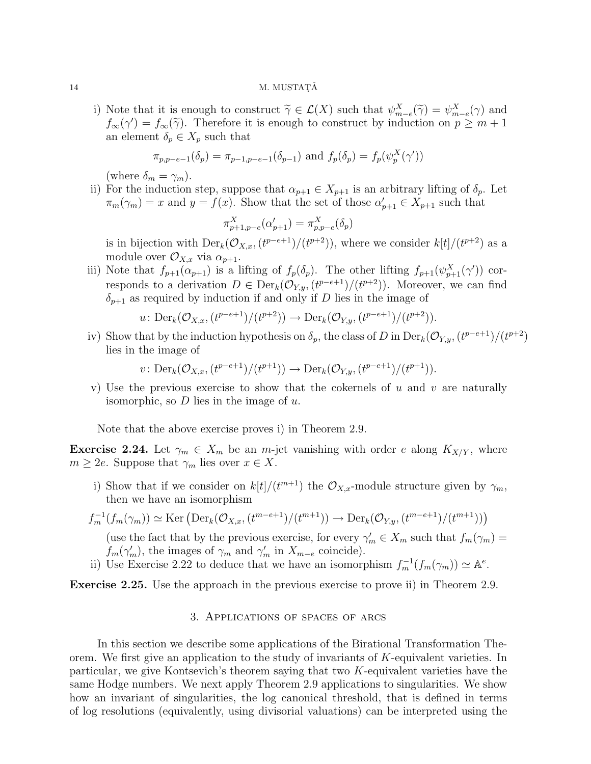i) Note that it is enough to construct $\widetilde{\gamma} \in \mathcal{L}(X)$ such that $\psi^X_{m-e}(\widetilde{\gamma}) = \psi^X_{m-e}(\gamma)$ and $f_\infty(\gamma') = f_\infty(\widetilde{\gamma})$. Therefore it is enough to construct by induction on $p \geq m+1$ an element $\delta_p \in X_p$ such that

$$\pi_{p,p-e-1}(\delta_p) = \pi_{p-1,p-e-1}(\delta_{p-1}) \text{ and } f_p(\delta_p) = f_p(\psi^X_p(\gamma'))$$

(where $\delta_m = \gamma_m$).

ii) For the induction step, suppose that $\alpha_{p+1} \in X_{p+1}$ is an arbitrary lifting of $\delta_p$. Let $\pi_m(\gamma_m) = x$ and $y = f(x)$. Show that the set of those $\alpha'_{p+1} \in X_{p+1}$ such that

$$\pi^X_{p+1,p-e}(\alpha'_{p+1}) = \pi^X_{p,p-e}(\delta_p)$$

is in bijection with $\mathrm{Der}_k(\mathcal{O}_{X,x}, (t^{p-e+1})/(t^{p+2}))$, where we consider $k[t]/(t^{p+2})$ as a module over $\mathcal{O}_{X,x}$ via $\alpha_{p+1}$.

iii) Note that $f_{p+1}(\alpha_{p+1})$ is a lifting of $f_p(\delta_p)$. The other lifting $f_{p+1}(\psi^X_{p+1}(\gamma'))$ corresponds to a derivation $D \in \mathrm{Der}_k(\mathcal{O}_{Y,y}, (t^{p-e+1})/(t^{p+2}))$. Moreover, we can find $\delta_{p+1}$ as required by induction if and only if $D$ lies in the image of

$$u\colon \mathrm{Der}_k(\mathcal{O}_{X,x}, (t^{p-e+1})/(t^{p+2})) \to \mathrm{Der}_k(\mathcal{O}_{Y,y}, (t^{p-e+1})/(t^{p+2})).$$

iv) Show that by the induction hypothesis on $\delta_p$, the class of $D$ in $\mathrm{Der}_k(\mathcal{O}_{Y,y}, (t^{p-e+1})/(t^{p+2})$ lies in the image of

$$v\colon \mathrm{Der}_k(\mathcal{O}_{X,x}, (t^{p-e+1})/(t^{p+1})) \to \mathrm{Der}_k(\mathcal{O}_{Y,y}, (t^{p-e+1})/(t^{p+1})).$$

v) Use the previous exercise to show that the cokernels of $u$ and $v$ are naturally isomorphic, so $D$ lies in the image of $u$.

Note that the above exercise proves i) in Theorem 2.9.

**Exercise 2.24.** Let $\gamma_m \in X_m$ be an $m$-jet vanishing with order $e$ along $K_{X/Y}$, where $m \geq 2e$. Suppose that $\gamma_m$ lies over $x \in X$.

i) Show that if we consider on $k[t]/(t^{m+1})$ the $\mathcal{O}_{X,x}$-module structure given by $\gamma_m$, then we have an isomorphism

$$f_m^{-1}(f_m(\gamma_m)) \simeq \mathrm{Ker}\left(\mathrm{Der}_k(\mathcal{O}_{X,x}, (t^{m-e+1})/(t^{m+1})) \to \mathrm{Der}_k(\mathcal{O}_{Y,y}, (t^{m-e+1})/(t^{m+1}))\right)$$

(use the fact that by the previous exercise, for every $\gamma'_m \in X_m$ such that $f_m(\gamma_m) = f_m(\gamma'_m)$, the images of $\gamma_m$ and $\gamma'_m$ in $X_{m-e}$ coincide).

ii) Use Exercise 2.22 to deduce that we have an isomorphism $f_m^{-1}(f_m(\gamma_m)) \simeq \mathbb{A}^e$.

**Exercise 2.25.** Use the approach in the previous exercise to prove ii) in Theorem 2.9.

## 3. Applications of spaces of arcs

In this section we describe some applications of the Birational Transformation Theorem. We first give an application to the study of invariants of $K$-equivalent varieties. In particular, we give Kontsevich's theorem saying that two $K$-equivalent varieties have the same Hodge numbers. We next apply Theorem 2.9 applications to singularities. We show how an invariant of singularities, the log canonical threshold, that is defined in terms of log resolutions (equivalently, using divisorial valuations) can be interpreted using the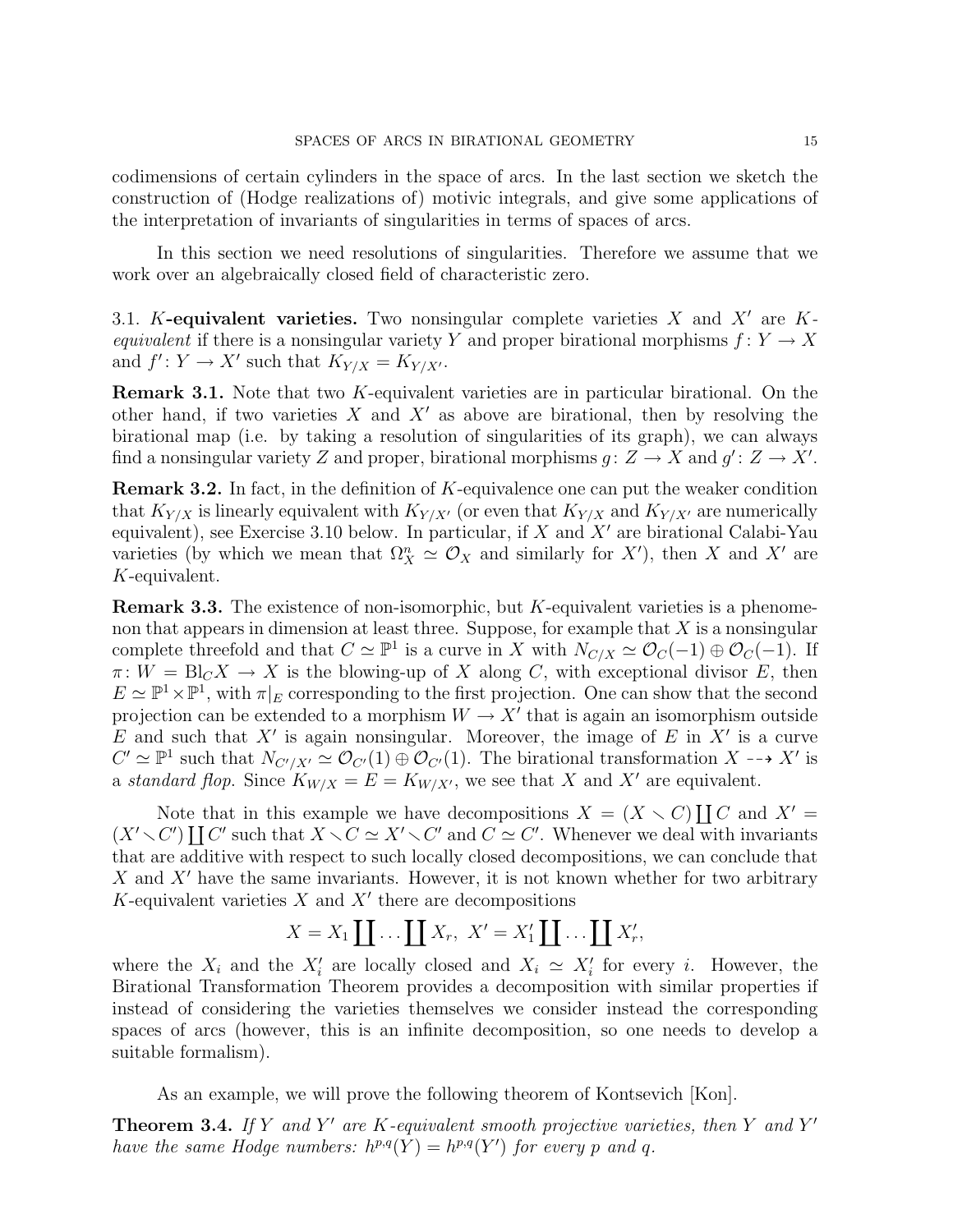codimensions of certain cylinders in the space of arcs. In the last section we sketch the construction of (Hodge realizations of) motivic integrals, and give some applications of the interpretation of invariants of singularities in terms of spaces of arcs.

In this section we need resolutions of singularities. Therefore we assume that we work over an algebraically closed field of characteristic zero.

3.1. **$K$-equivalent varieties.** Two nonsingular complete varieties $X$ and $X'$ are *$K$-equivalent* if there is a nonsingular variety $Y$ and proper birational morphisms $f\colon Y \to X$ and $f'\colon Y \to X'$ such that $K_{Y/X} = K_{Y/X'}$.

**Remark 3.1.** Note that two $K$-equivalent varieties are in particular birational. On the other hand, if two varieties $X$ and $X'$ as above are birational, then by resolving the birational map (i.e. by taking a resolution of singularities of its graph), we can always find a nonsingular variety $Z$ and proper, birational morphisms $g\colon Z \to X$ and $g'\colon Z \to X'$.

**Remark 3.2.** In fact, in the definition of $K$-equivalence one can put the weaker condition that $K_{Y/X}$ is linearly equivalent with $K_{Y/X'}$ (or even that $K_{Y/X}$ and $K_{Y/X'}$ are numerically equivalent), see Exercise 3.10 below. In particular, if $X$ and $X'$ are birational Calabi-Yau varieties (by which we mean that $\Omega_X^n \simeq \mathcal{O}_X$ and similarly for $X'$), then $X$ and $X'$ are $K$-equivalent.

**Remark 3.3.** The existence of non-isomorphic, but $K$-equivalent varieties is a phenomenon that appears in dimension at least three. Suppose, for example that $X$ is a nonsingular complete threefold and that $C \simeq \mathbb{P}^1$ is a curve in $X$ with $N_{C/X} \simeq \mathcal{O}_C(-1) \oplus \mathcal{O}_C(-1)$. If $\pi\colon W = \mathrm{Bl}_C X \to X$ is the blowing-up of $X$ along $C$, with exceptional divisor $E$, then $E \simeq \mathbb{P}^1 \times \mathbb{P}^1$, with $\pi|_E$ corresponding to the first projection. One can show that the second projection can be extended to a morphism $W \to X'$ that is again an isomorphism outside $E$ and such that $X'$ is again nonsingular. Moreover, the image of $E$ in $X'$ is a curve $C' \simeq \mathbb{P}^1$ such that $N_{C'/X'} \simeq \mathcal{O}_{C'}(1) \oplus \mathcal{O}_{C'}(1)$. The birational transformation $X \dashrightarrow X'$ is a *standard flop*. Since $K_{W/X} = E = K_{W/X'}$, we see that $X$ and $X'$ are equivalent.

Note that in this example we have decompositions $X = (X \smallsetminus C) \coprod C$ and $X' = (X' \smallsetminus C') \coprod C'$ such that $X \smallsetminus C \simeq X' \smallsetminus C'$ and $C \simeq C'$. Whenever we deal with invariants that are additive with respect to such locally closed decompositions, we can conclude that $X$ and $X'$ have the same invariants. However, it is not known whether for two arbitrary $K$-equivalent varieties $X$ and $X'$ there are decompositions

$$X = X_1 \coprod \ldots \coprod X_r,\ X' = X_1' \coprod \ldots \coprod X_r',$$

where the $X_i$ and the $X_i'$ are locally closed and $X_i \simeq X_i'$ for every $i$. However, the Birational Transformation Theorem provides a decomposition with similar properties if instead of considering the varieties themselves we consider instead the corresponding spaces of arcs (however, this is an infinite decomposition, so one needs to develop a suitable formalism).

As an example, we will prove the following theorem of Kontsevich [Kon].

**Theorem 3.4.** *If $Y$ and $Y'$ are $K$-equivalent smooth projective varieties, then $Y$ and $Y'$ have the same Hodge numbers: $h^{p,q}(Y) = h^{p,q}(Y')$ for every $p$ and $q$.*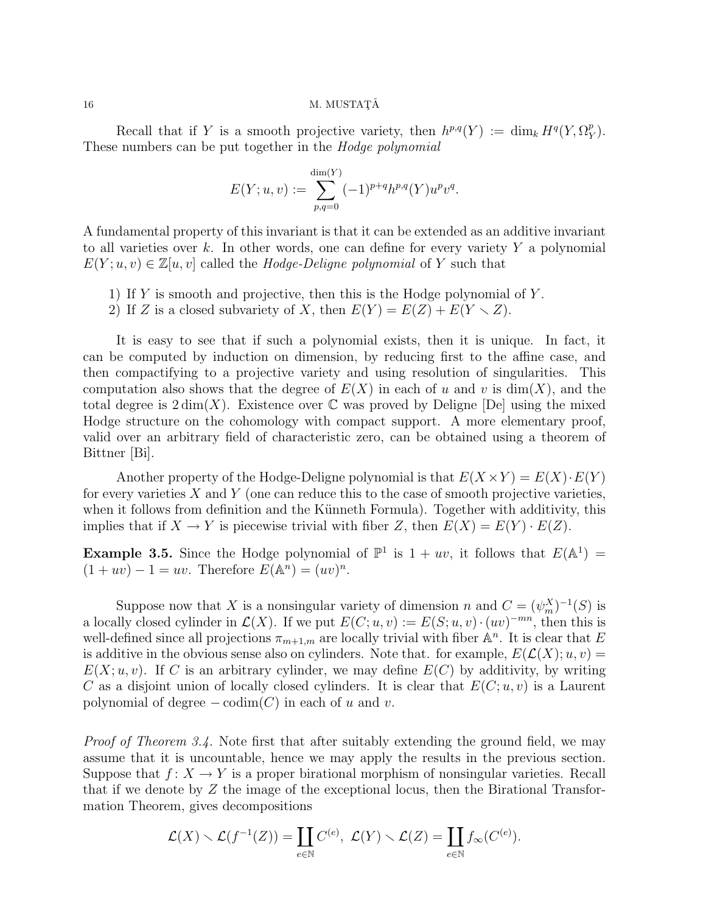Recall that if $Y$ is a smooth projective variety, then $h^{p,q}(Y) := \dim_k H^q(Y, \Omega_Y^p)$. These numbers can be put together in the *Hodge polynomial*

$$E(Y; u, v) := \sum_{p,q=0}^{\dim(Y)} (-1)^{p+q} h^{p,q}(Y) u^p v^q.$$

A fundamental property of this invariant is that it can be extended as an additive invariant to all varieties over $k$. In other words, one can define for every variety $Y$ a polynomial $E(Y; u, v) \in \mathbb{Z}[u, v]$ called the *Hodge-Deligne polynomial* of $Y$ such that

1) If $Y$ is smooth and projective, then this is the Hodge polynomial of $Y$.
2) If $Z$ is a closed subvariety of $X$, then $E(Y) = E(Z) + E(Y \smallsetminus Z)$.

It is easy to see that if such a polynomial exists, then it is unique. In fact, it can be computed by induction on dimension, by reducing first to the affine case, and then compactifying to a projective variety and using resolution of singularities. This computation also shows that the degree of $E(X)$ in each of $u$ and $v$ is $\dim(X)$, and the total degree is $2\dim(X)$. Existence over $\mathbb{C}$ was proved by Deligne [De] using the mixed Hodge structure on the cohomology with compact support. A more elementary proof, valid over an arbitrary field of characteristic zero, can be obtained using a theorem of Bittner [Bi].

Another property of the Hodge-Deligne polynomial is that $E(X \times Y) = E(X) \cdot E(Y)$ for every varieties $X$ and $Y$ (one can reduce this to the case of smooth projective varieties, when it follows from definition and the Künneth Formula). Together with additivity, this implies that if $X \to Y$ is piecewise trivial with fiber $Z$, then $E(X) = E(Y) \cdot E(Z)$.

**Example 3.5.** Since the Hodge polynomial of $\mathbb{P}^1$ is $1 + uv$, it follows that $E(\mathbb{A}^1) = (1 + uv) - 1 = uv$. Therefore $E(\mathbb{A}^n) = (uv)^n$.

Suppose now that $X$ is a nonsingular variety of dimension $n$ and $C = (\psi_m^X)^{-1}(S)$ is a locally closed cylinder in $\mathcal{L}(X)$. If we put $E(C; u, v) := E(S; u, v) \cdot (uv)^{-mn}$, then this is well-defined since all projections $\pi_{m+1,m}$ are locally trivial with fiber $\mathbb{A}^n$. It is clear that $E$ is additive in the obvious sense also on cylinders. Note that. for example, $E(\mathcal{L}(X); u, v) = E(X; u, v)$. If $C$ is an arbitrary cylinder, we may define $E(C)$ by additivity, by writing $C$ as a disjoint union of locally closed cylinders. It is clear that $E(C; u, v)$ is a Laurent polynomial of degree $-\operatorname{codim}(C)$ in each of $u$ and $v$.

*Proof of Theorem 3.4.* Note first that after suitably extending the ground field, we may assume that it is uncountable, hence we may apply the results in the previous section. Suppose that $f: X \to Y$ is a proper birational morphism of nonsingular varieties. Recall that if we denote by $Z$ the image of the exceptional locus, then the Birational Transformation Theorem, gives decompositions

$$\mathcal{L}(X) \smallsetminus \mathcal{L}(f^{-1}(Z)) = \coprod_{e \in \mathbb{N}} C^{(e)}, \ \mathcal{L}(Y) \smallsetminus \mathcal{L}(Z) = \coprod_{e \in \mathbb{N}} f_\infty(C^{(e)}).$$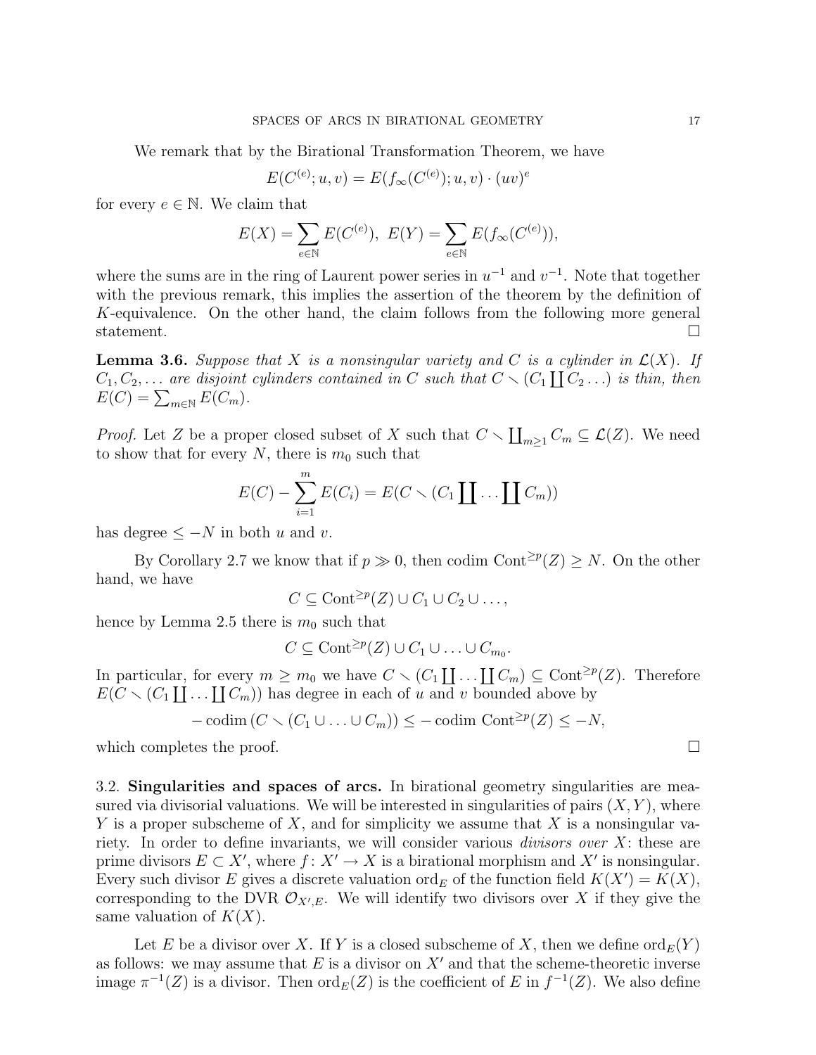We remark that by the Birational Transformation Theorem, we have

$$E(C^{(e)}; u, v) = E(f_\infty(C^{(e)}); u, v) \cdot (uv)^e$$

for every $e \in \mathbb{N}$. We claim that

$$E(X) = \sum_{e\in\mathbb{N}} E(C^{(e)}),\ E(Y) = \sum_{e\in\mathbb{N}} E(f_\infty(C^{(e)})),$$

where the sums are in the ring of Laurent power series in $u^{-1}$ and $v^{-1}$. Note that together with the previous remark, this implies the assertion of the theorem by the definition of $K$-equivalence. On the other hand, the claim follows from the following more general statement. $\square$

**Lemma 3.6.** *Suppose that $X$ is a nonsingular variety and $C$ is a cylinder in $\mathcal{L}(X)$. If $C_1, C_2, \ldots$ are disjoint cylinders contained in $C$ such that $C \smallsetminus (C_1 \coprod C_2 \ldots)$ is thin, then $E(C) = \sum_{m\in\mathbb{N}} E(C_m)$.*

*Proof.* Let $Z$ be a proper closed subset of $X$ such that $C \smallsetminus \coprod_{m\geq 1} C_m \subseteq \mathcal{L}(Z)$. We need to show that for every $N$, there is $m_0$ such that

$$E(C) - \sum_{i=1}^{m} E(C_i) = E(C \smallsetminus (C_1 \coprod \ldots \coprod C_m))$$

has degree $\leq -N$ in both $u$ and $v$.

By Corollary 2.7 we know that if $p \gg 0$, then codim $\mathrm{Cont}^{\geq p}(Z) \geq N$. On the other hand, we have

$$C \subseteq \mathrm{Cont}^{\geq p}(Z) \cup C_1 \cup C_2 \cup \ldots,$$

hence by Lemma 2.5 there is $m_0$ such that

$$C \subseteq \mathrm{Cont}^{\geq p}(Z) \cup C_1 \cup \ldots \cup C_{m_0}.$$

In particular, for every $m \geq m_0$ we have $C \smallsetminus (C_1 \coprod \ldots \coprod C_m) \subseteq \mathrm{Cont}^{\geq p}(Z)$. Therefore $E(C \smallsetminus (C_1 \coprod \ldots \coprod C_m))$ has degree in each of $u$ and $v$ bounded above by

$$-\operatorname{codim}(C \smallsetminus (C_1 \cup \ldots \cup C_m)) \leq -\operatorname{codim}\, \mathrm{Cont}^{\geq p}(Z) \leq -N,$$

which completes the proof. $\square$

3.2. **Singularities and spaces of arcs.** In birational geometry singularities are measured via divisorial valuations. We will be interested in singularities of pairs $(X, Y)$, where $Y$ is a proper subscheme of $X$, and for simplicity we assume that $X$ is a nonsingular variety. In order to define invariants, we will consider various *divisors over* $X$: these are prime divisors $E \subset X'$, where $f \colon X' \to X$ is a birational morphism and $X'$ is nonsingular. Every such divisor $E$ gives a discrete valuation $\mathrm{ord}_E$ of the function field $K(X') = K(X)$, corresponding to the DVR $\mathcal{O}_{X',E}$. We will identify two divisors over $X$ if they give the same valuation of $K(X)$.

Let $E$ be a divisor over $X$. If $Y$ is a closed subscheme of $X$, then we define $\mathrm{ord}_E(Y)$ as follows: we may assume that $E$ is a divisor on $X'$ and that the scheme-theoretic inverse image $\pi^{-1}(Z)$ is a divisor. Then $\mathrm{ord}_E(Z)$ is the coefficient of $E$ in $f^{-1}(Z)$. We also define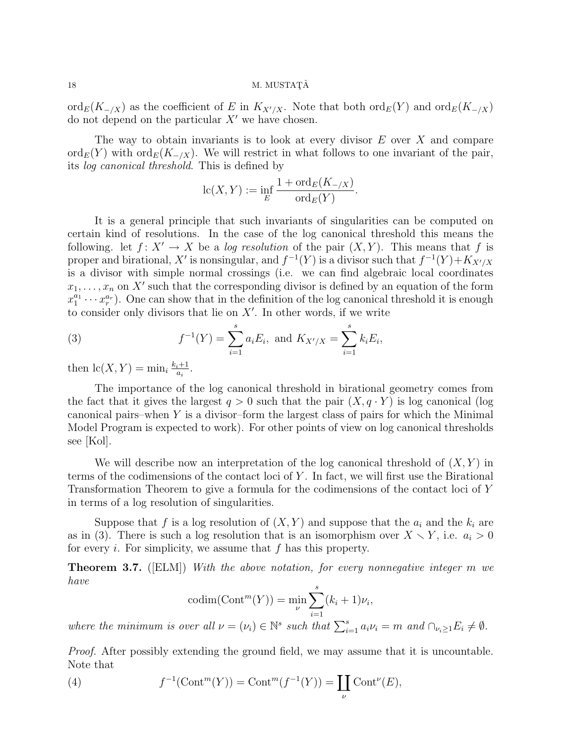$\mathrm{ord}_E(K_{-/X})$ as the coefficient of $E$ in $K_{X'/X}$. Note that both $\mathrm{ord}_E(Y)$ and $\mathrm{ord}_E(K_{-/X})$ do not depend on the particular $X'$ we have chosen.

The way to obtain invariants is to look at every divisor $E$ over $X$ and compare $\mathrm{ord}_E(Y)$ with $\mathrm{ord}_E(K_{-/X})$. We will restrict in what follows to one invariant of the pair, its *log canonical threshold*. This is defined by

$$\mathrm{lc}(X,Y) := \inf_E \frac{1+\mathrm{ord}_E(K_{-/X})}{\mathrm{ord}_E(Y)}.$$

It is a general principle that such invariants of singularities can be computed on certain kind of resolutions. In the case of the log canonical threshold this means the following. let $f\colon X' \to X$ be a *log resolution* of the pair $(X,Y)$. This means that $f$ is proper and birational, $X'$ is nonsingular, and $f^{-1}(Y)$ is a divisor such that $f^{-1}(Y)+K_{X'/X}$ is a divisor with simple normal crossings (i.e. we can find algebraic local coordinates $x_1,\ldots,x_n$ on $X'$ such that the corresponding divisor is defined by an equation of the form $x_1^{a_1}\cdots x_r^{a_r}$). One can show that in the definition of the log canonical threshold it is enough to consider only divisors that lie on $X'$. In other words, if we write

$$f^{-1}(Y)=\sum_{i=1}^s a_iE_i, \text{ and } K_{X'/X}=\sum_{i=1}^s k_iE_i, \tag{3}$$

then $\mathrm{lc}(X,Y)=\min_i \frac{k_i+1}{a_i}$.

The importance of the log canonical threshold in birational geometry comes from the fact that it gives the largest $q>0$ such that the pair $(X,q\cdot Y)$ is log canonical (log canonical pairs–when $Y$ is a divisor–form the largest class of pairs for which the Minimal Model Program is expected to work). For other points of view on log canonical thresholds see [Kol].

We will describe now an interpretation of the log canonical threshold of $(X,Y)$ in terms of the codimensions of the contact loci of $Y$. In fact, we will first use the Birational Transformation Theorem to give a formula for the codimensions of the contact loci of $Y$ in terms of a log resolution of singularities.

Suppose that $f$ is a log resolution of $(X,Y)$ and suppose that the $a_i$ and the $k_i$ are as in (3). There is such a log resolution that is an isomorphism over $X\smallsetminus Y$, i.e. $a_i>0$ for every $i$. For simplicity, we assume that $f$ has this property.

**Theorem 3.7.** ([ELM]) *With the above notation, for every nonnegative integer $m$ we have*

$$\mathrm{codim}(\mathrm{Cont}^m(Y))=\min_\nu \sum_{i=1}^s (k_i+1)\nu_i,$$

*where the minimum is over all $\nu=(\nu_i)\in\mathbb{N}^s$ such that $\sum_{i=1}^s a_i\nu_i=m$ and $\cap_{\nu_i\geq 1}E_i\neq\emptyset$.*

*Proof.* After possibly extending the ground field, we may assume that it is uncountable. Note that

$$f^{-1}(\mathrm{Cont}^m(Y))=\mathrm{Cont}^m(f^{-1}(Y))=\coprod_\nu \mathrm{Cont}^\nu(E), \tag{4}$$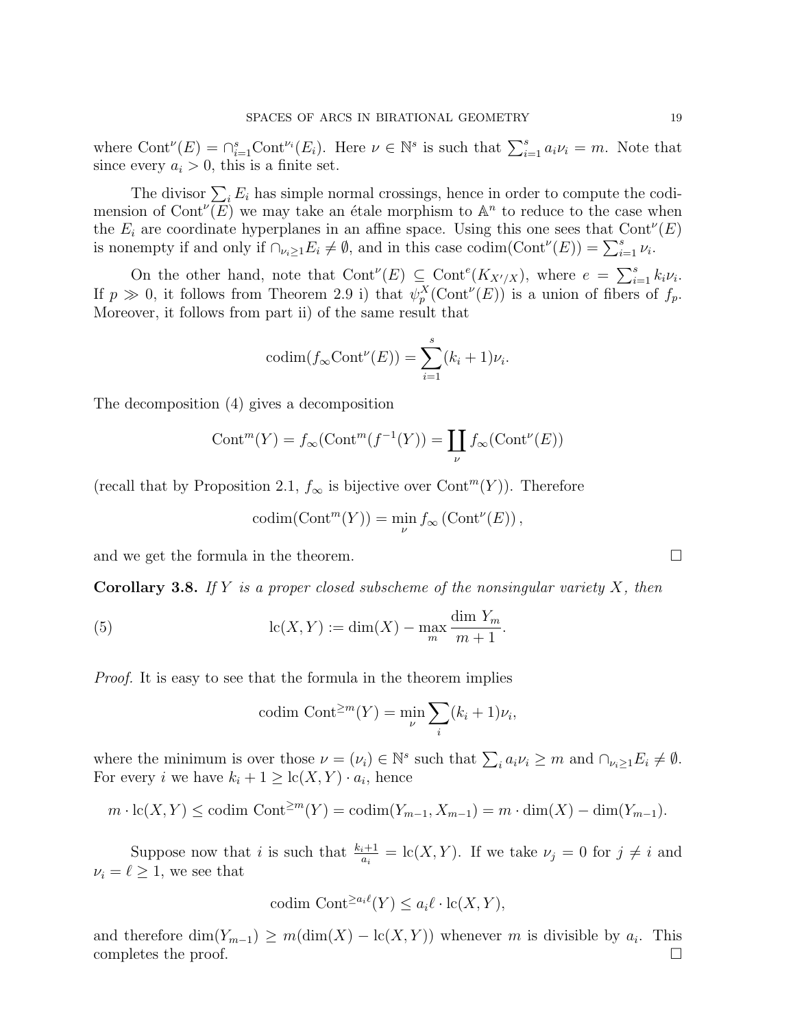where $\mathrm{Cont}^{\nu}(E) = \cap_{i=1}^{s}\mathrm{Cont}^{\nu_i}(E_i)$. Here $\nu \in \mathbb{N}^s$ is such that $\sum_{i=1}^{s} a_i\nu_i = m$. Note that since every $a_i > 0$, this is a finite set.

The divisor $\sum_i E_i$ has simple normal crossings, hence in order to compute the codimension of $\mathrm{Cont}^{\nu}(E)$ we may take an étale morphism to $\mathbb{A}^n$ to reduce to the case when the $E_i$ are coordinate hyperplanes in an affine space. Using this one sees that $\mathrm{Cont}^{\nu}(E)$ is nonempty if and only if $\cap_{\nu_i \geq 1} E_i \neq \emptyset$, and in this case $\mathrm{codim}(\mathrm{Cont}^{\nu}(E)) = \sum_{i=1}^{s} \nu_i$.

On the other hand, note that $\mathrm{Cont}^{\nu}(E) \subseteq \mathrm{Cont}^{e}(K_{X'/X})$, where $e = \sum_{i=1}^{s} k_i\nu_i$. If $p \gg 0$, it follows from Theorem 2.9 i) that $\psi_p^X(\mathrm{Cont}^{\nu}(E))$ is a union of fibers of $f_p$. Moreover, it follows from part ii) of the same result that

$$\mathrm{codim}(f_{\infty}\mathrm{Cont}^{\nu}(E)) = \sum_{i=1}^{s}(k_i + 1)\nu_i.$$

The decomposition (4) gives a decomposition

$$\mathrm{Cont}^m(Y) = f_{\infty}(\mathrm{Cont}^m(f^{-1}(Y)) = \coprod_{\nu} f_{\infty}(\mathrm{Cont}^{\nu}(E))$$

(recall that by Proposition 2.1, $f_{\infty}$ is bijective over $\mathrm{Cont}^m(Y)$). Therefore

$$\mathrm{codim}(\mathrm{Cont}^m(Y)) = \min_{\nu} f_{\infty}\left(\mathrm{Cont}^{\nu}(E)\right),$$

and we get the formula in the theorem. □

**Corollary 3.8.** *If $Y$ is a proper closed subscheme of the nonsingular variety $X$, then*

$$\mathrm{lc}(X, Y) := \dim(X) - \max_{m} \frac{\dim\, Y_m}{m+1}. \tag{5}$$

*Proof.* It is easy to see that the formula in the theorem implies

$$\mathrm{codim}\ \mathrm{Cont}^{\geq m}(Y) = \min_{\nu} \sum_i (k_i + 1)\nu_i,$$

where the minimum is over those $\nu = (\nu_i) \in \mathbb{N}^s$ such that $\sum_i a_i\nu_i \geq m$ and $\cap_{\nu_i \geq 1} E_i \neq \emptyset$. For every $i$ we have $k_i + 1 \geq \mathrm{lc}(X, Y) \cdot a_i$, hence

$$m \cdot \mathrm{lc}(X, Y) \leq \mathrm{codim}\ \mathrm{Cont}^{\geq m}(Y) = \mathrm{codim}(Y_{m-1}, X_{m-1}) = m \cdot \dim(X) - \dim(Y_{m-1}).$$

Suppose now that $i$ is such that $\frac{k_i+1}{a_i} = \mathrm{lc}(X, Y)$. If we take $\nu_j = 0$ for $j \neq i$ and $\nu_i = \ell \geq 1$, we see that

$$\mathrm{codim}\ \mathrm{Cont}^{\geq a_i \ell}(Y) \leq a_i\ell \cdot \mathrm{lc}(X, Y),$$

and therefore $\dim(Y_{m-1}) \geq m(\dim(X) - \mathrm{lc}(X, Y))$ whenever $m$ is divisible by $a_i$. This completes the proof. □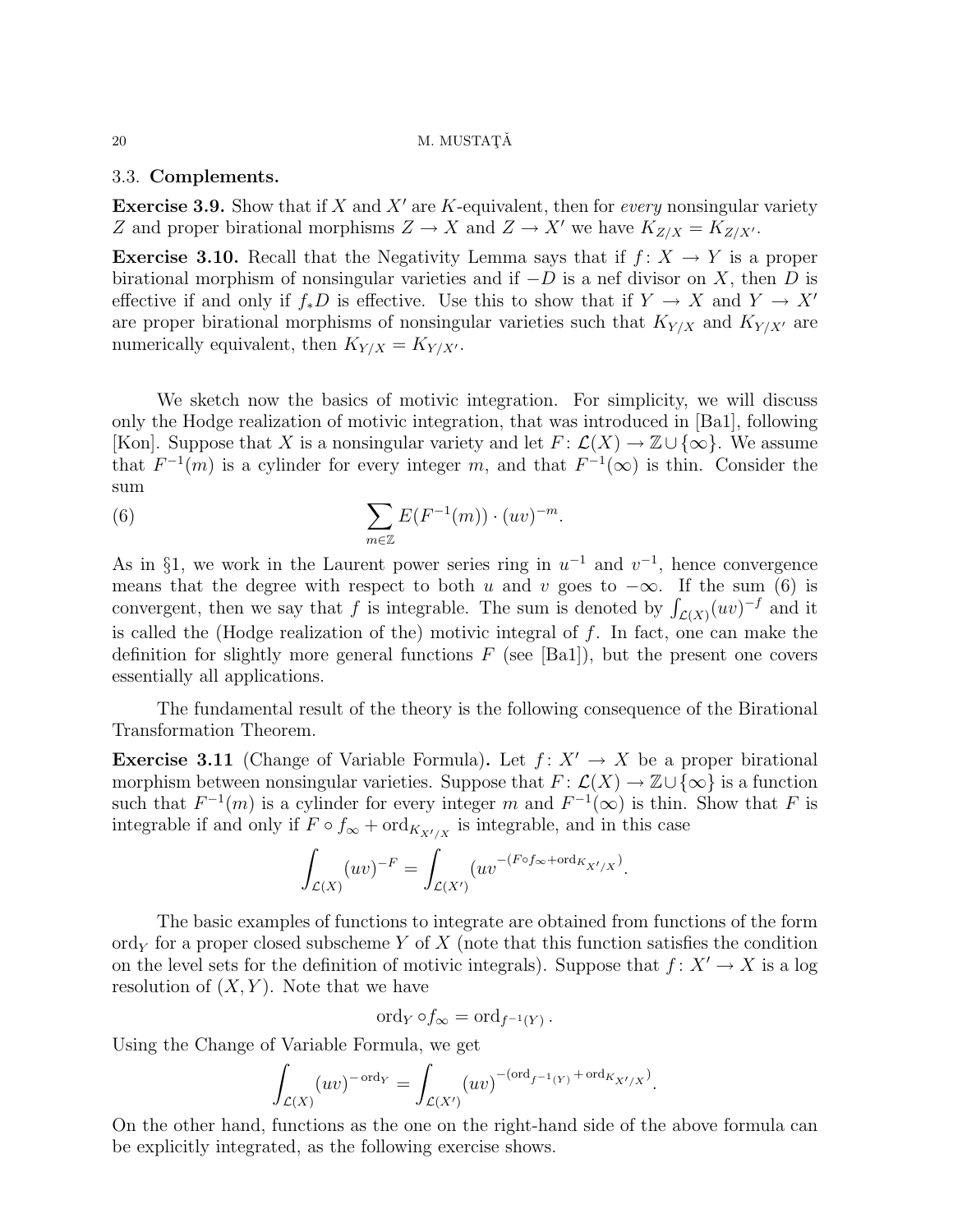### 3.3. Complements.

**Exercise 3.9.** Show that if $X$ and $X'$ are $K$-equivalent, then for *every* nonsingular variety $Z$ and proper birational morphisms $Z \to X$ and $Z \to X'$ we have $K_{Z/X} = K_{Z/X'}$.

**Exercise 3.10.** Recall that the Negativity Lemma says that if $f\colon X \to Y$ is a proper birational morphism of nonsingular varieties and if $-D$ is a nef divisor on $X$, then $D$ is effective if and only if $f_*D$ is effective. Use this to show that if $Y \to X$ and $Y \to X'$ are proper birational morphisms of nonsingular varieties such that $K_{Y/X}$ and $K_{Y/X'}$ are numerically equivalent, then $K_{Y/X} = K_{Y/X'}$.

We sketch now the basics of motivic integration. For simplicity, we will discuss only the Hodge realization of motivic integration, that was introduced in [Ba1], following [Kon]. Suppose that $X$ is a nonsingular variety and let $F\colon \mathcal{L}(X) \to \mathbb{Z} \cup \{\infty\}$. We assume that $F^{-1}(m)$ is a cylinder for every integer $m$, and that $F^{-1}(\infty)$ is thin. Consider the sum

$$\sum_{m\in\mathbb{Z}} E(F^{-1}(m)) \cdot (uv)^{-m}. \tag{6}$$

As in §1, we work in the Laurent power series ring in $u^{-1}$ and $v^{-1}$, hence convergence means that the degree with respect to both $u$ and $v$ goes to $-\infty$. If the sum (6) is convergent, then we say that $f$ is integrable. The sum is denoted by $\int_{\mathcal{L}(X)}(uv)^{-f}$ and it is called the (Hodge realization of the) motivic integral of $f$. In fact, one can make the definition for slightly more general functions $F$ (see [Ba1]), but the present one covers essentially all applications.

The fundamental result of the theory is the following consequence of the Birational Transformation Theorem.

**Exercise 3.11** (Change of Variable Formula)**.** Let $f\colon X' \to X$ be a proper birational morphism between nonsingular varieties. Suppose that $F\colon \mathcal{L}(X) \to \mathbb{Z}\cup\{\infty\}$ is a function such that $F^{-1}(m)$ is a cylinder for every integer $m$ and $F^{-1}(\infty)$ is thin. Show that $F$ is integrable if and only if $F \circ f_\infty + \mathrm{ord}_{K_{X'/X}}$ is integrable, and in this case

$$\int_{\mathcal{L}(X)} (uv)^{-F} = \int_{\mathcal{L}(X')} (uv^{-(F\circ f_\infty + \mathrm{ord}_{K_{X'/X}})}.$$

The basic examples of functions to integrate are obtained from functions of the form $\mathrm{ord}_Y$ for a proper closed subscheme $Y$ of $X$ (note that this function satisfies the condition on the level sets for the definition of motivic integrals). Suppose that $f\colon X' \to X$ is a log resolution of $(X, Y)$. Note that we have

$$\mathrm{ord}_Y \circ f_\infty = \mathrm{ord}_{f^{-1}(Y)}.$$

Using the Change of Variable Formula, we get

$$\int_{\mathcal{L}(X)} (uv)^{-\mathrm{ord}_Y} = \int_{\mathcal{L}(X')} (uv)^{-(\mathrm{ord}_{f^{-1}(Y)} + \mathrm{ord}_{K_{X'/X}})}.$$

On the other hand, functions as the one on the right-hand side of the above formula can be explicitly integrated, as the following exercise shows.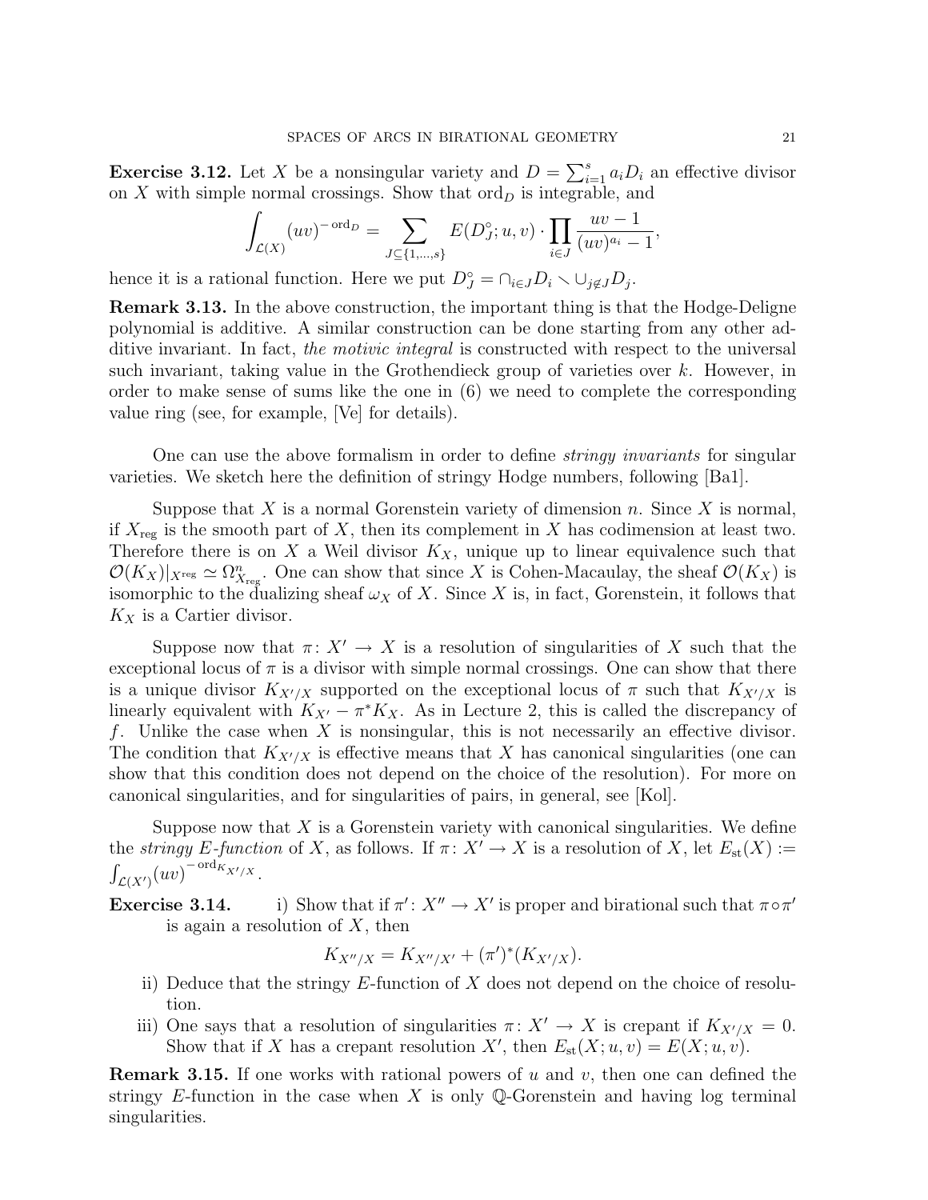**Exercise 3.12.** Let $X$ be a nonsingular variety and $D = \sum_{i=1}^{s} a_i D_i$ an effective divisor on $X$ with simple normal crossings. Show that $\mathrm{ord}_D$ is integrable, and

$$\int_{\mathcal{L}(X)} (uv)^{-\mathrm{ord}_D} = \sum_{J \subseteq \{1,\ldots,s\}} E(D_J^\circ; u, v) \cdot \prod_{i \in J} \frac{uv - 1}{(uv)^{a_i} - 1},$$

hence it is a rational function. Here we put $D_J^\circ = \cap_{i \in J} D_i \smallsetminus \cup_{j \notin J} D_j$.

**Remark 3.13.** In the above construction, the important thing is that the Hodge-Deligne polynomial is additive. A similar construction can be done starting from any other additive invariant. In fact, *the motivic integral* is constructed with respect to the universal such invariant, taking value in the Grothendieck group of varieties over $k$. However, in order to make sense of sums like the one in (6) we need to complete the corresponding value ring (see, for example, [Ve] for details).

One can use the above formalism in order to define *stringy invariants* for singular varieties. We sketch here the definition of stringy Hodge numbers, following [Ba1].

Suppose that $X$ is a normal Gorenstein variety of dimension $n$. Since $X$ is normal, if $X_{\mathrm{reg}}$ is the smooth part of $X$, then its complement in $X$ has codimension at least two. Therefore there is on $X$ a Weil divisor $K_X$, unique up to linear equivalence such that $\mathcal{O}(K_X)|_{X^{\mathrm{reg}}} \simeq \Omega^n_{X_{\mathrm{reg}}}$. One can show that since $X$ is Cohen-Macaulay, the sheaf $\mathcal{O}(K_X)$ is isomorphic to the dualizing sheaf $\omega_X$ of $X$. Since $X$ is, in fact, Gorenstein, it follows that $K_X$ is a Cartier divisor.

Suppose now that $\pi \colon X' \to X$ is a resolution of singularities of $X$ such that the exceptional locus of $\pi$ is a divisor with simple normal crossings. One can show that there is a unique divisor $K_{X'/X}$ supported on the exceptional locus of $\pi$ such that $K_{X'/X}$ is linearly equivalent with $K_{X'} - \pi^* K_X$. As in Lecture 2, this is called the discrepancy of $f$. Unlike the case when $X$ is nonsingular, this is not necessarily an effective divisor. The condition that $K_{X'/X}$ is effective means that $X$ has canonical singularities (one can show that this condition does not depend on the choice of the resolution). For more on canonical singularities, and for singularities of pairs, in general, see [Kol].

Suppose now that $X$ is a Gorenstein variety with canonical singularities. We define the *stringy E-function* of $X$, as follows. If $\pi \colon X' \to X$ is a resolution of $X$, let $E_{\mathrm{st}}(X) := \int_{\mathcal{L}(X')} (uv)^{-\mathrm{ord}_{K_{X'/X}}}$.

**Exercise 3.14.**
i) Show that if $\pi' \colon X'' \to X'$ is proper and birational such that $\pi \circ \pi'$ is again a resolution of $X$, then

$$K_{X''/X} = K_{X''/X'} + (\pi')^*(K_{X'/X}).$$

ii) Deduce that the stringy $E$-function of $X$ does not depend on the choice of resolution.

iii) One says that a resolution of singularities $\pi \colon X' \to X$ is crepant if $K_{X'/X} = 0$. Show that if $X$ has a crepant resolution $X'$, then $E_{\mathrm{st}}(X; u, v) = E(X; u, v)$.

**Remark 3.15.** If one works with rational powers of $u$ and $v$, then one can defined the stringy $E$-function in the case when $X$ is only $\mathbb{Q}$-Gorenstein and having log terminal singularities.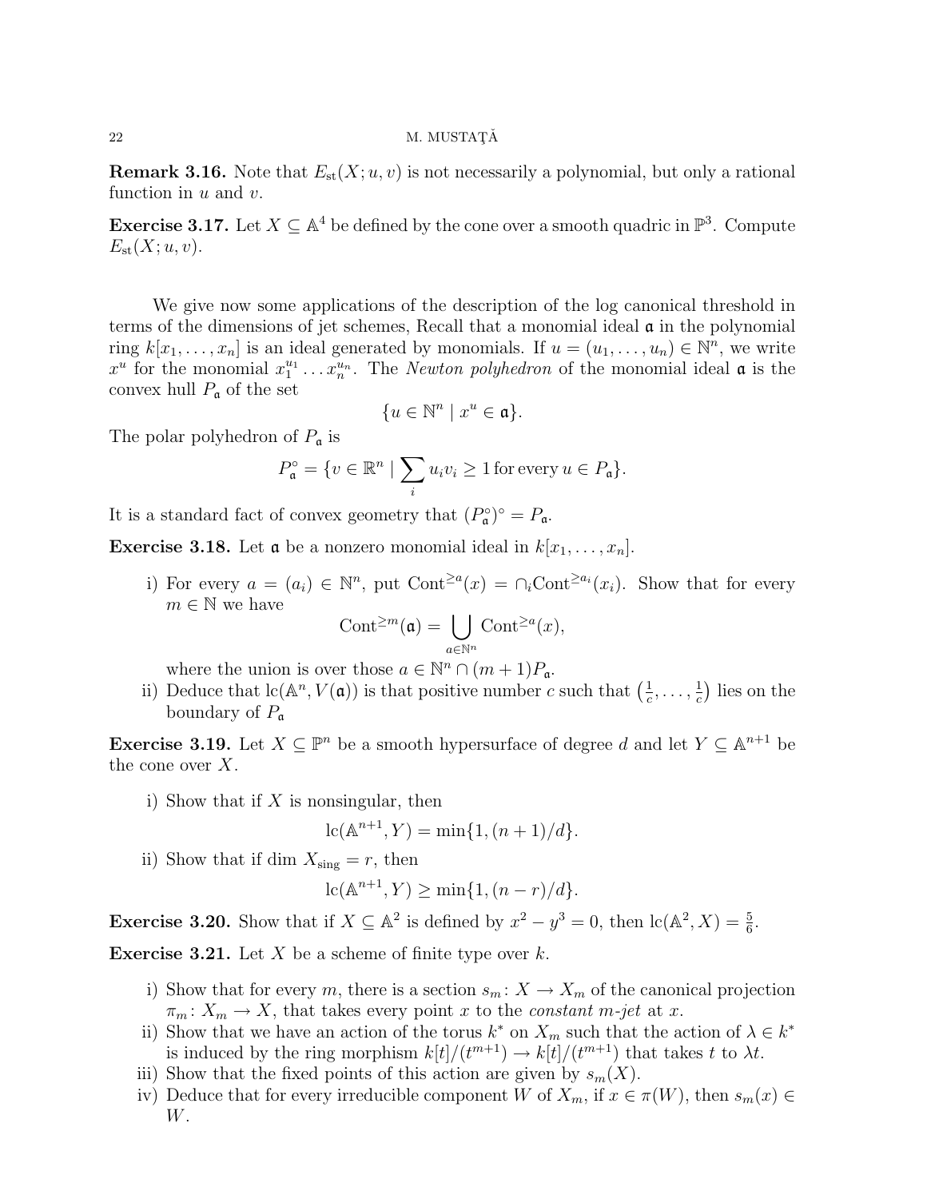**Remark 3.16.** Note that $E_{\rm st}(X;u,v)$ is not necessarily a polynomial, but only a rational function in $u$ and $v$.

**Exercise 3.17.** Let $X \subseteq \mathbb{A}^4$ be defined by the cone over a smooth quadric in $\mathbb{P}^3$. Compute $E_{\rm st}(X;u,v)$.

We give now some applications of the description of the log canonical threshold in terms of the dimensions of jet schemes, Recall that a monomial ideal $\mathfrak{a}$ in the polynomial ring $k[x_1,\ldots,x_n]$ is an ideal generated by monomials. If $u=(u_1,\ldots,u_n)\in\mathbb{N}^n$, we write $x^u$ for the monomial $x_1^{u_1}\ldots x_n^{u_n}$. The *Newton polyhedron* of the monomial ideal $\mathfrak{a}$ is the convex hull $P_{\mathfrak{a}}$ of the set

$$\{u\in\mathbb{N}^n \mid x^u\in\mathfrak{a}\}.$$

The polar polyhedron of $P_{\mathfrak{a}}$ is

$$P_{\mathfrak{a}}^{\circ}=\{v\in\mathbb{R}^n \mid \sum_i u_iv_i\geq 1\,\text{for every}\, u\in P_{\mathfrak{a}}\}.$$

It is a standard fact of convex geometry that $(P_{\mathfrak{a}}^{\circ})^{\circ}=P_{\mathfrak{a}}$.

**Exercise 3.18.** Let $\mathfrak{a}$ be a nonzero monomial ideal in $k[x_1,\ldots,x_n]$.

i) For every $a=(a_i)\in\mathbb{N}^n$, put ${\rm Cont}^{\geq a}(x)=\cap_i{\rm Cont}^{\geq a_i}(x_i)$. Show that for every $m\in\mathbb{N}$ we have
$$ {\rm Cont}^{\geq m}(\mathfrak{a})=\bigcup_{a\in\mathbb{N}^n}{\rm Cont}^{\geq a}(x),$$
where the union is over those $a\in\mathbb{N}^n\cap(m+1)P_{\mathfrak{a}}$.

ii) Deduce that ${\rm lc}(\mathbb{A}^n,V(\mathfrak{a}))$ is that positive number $c$ such that $\left(\frac{1}{c},\ldots,\frac{1}{c}\right)$ lies on the boundary of $P_{\mathfrak{a}}$

**Exercise 3.19.** Let $X\subseteq\mathbb{P}^n$ be a smooth hypersurface of degree $d$ and let $Y\subseteq\mathbb{A}^{n+1}$ be the cone over $X$.

i) Show that if $X$ is nonsingular, then
$${\rm lc}(\mathbb{A}^{n+1},Y)=\min\{1,(n+1)/d\}.$$

ii) Show that if $\dim X_{\rm sing}=r$, then
$${\rm lc}(\mathbb{A}^{n+1},Y)\geq\min\{1,(n-r)/d\}.$$

**Exercise 3.20.** Show that if $X\subseteq\mathbb{A}^2$ is defined by $x^2-y^3=0$, then ${\rm lc}(\mathbb{A}^2,X)=\frac{5}{6}$.

**Exercise 3.21.** Let $X$ be a scheme of finite type over $k$.

i) Show that for every $m$, there is a section $s_m\colon X\to X_m$ of the canonical projection $\pi_m\colon X_m\to X$, that takes every point $x$ to the *constant $m$-jet* at $x$.

ii) Show that we have an action of the torus $k^*$ on $X_m$ such that the action of $\lambda\in k^*$ is induced by the ring morphism $k[t]/(t^{m+1})\to k[t]/(t^{m+1})$ that takes $t$ to $\lambda t$.

iii) Show that the fixed points of this action are given by $s_m(X)$.

iv) Deduce that for every irreducible component $W$ of $X_m$, if $x\in\pi(W)$, then $s_m(x)\in W$.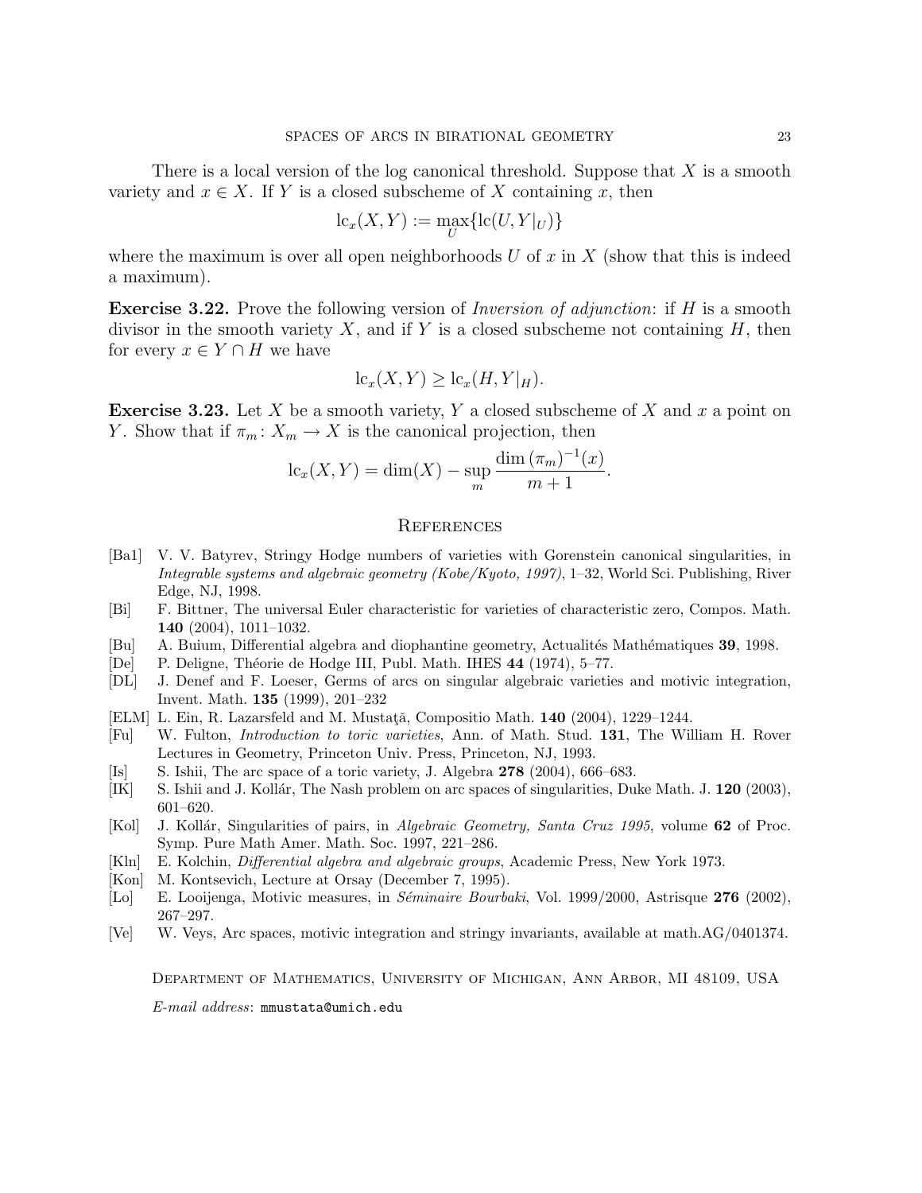There is a local version of the log canonical threshold. Suppose that $X$ is a smooth variety and $x \in X$. If $Y$ is a closed subscheme of $X$ containing $x$, then

$$\mathrm{lc}_x(X, Y) := \max_U \{\mathrm{lc}(U, Y|_U)\}$$

where the maximum is over all open neighborhoods $U$ of $x$ in $X$ (show that this is indeed a maximum).

**Exercise 3.22.** Prove the following version of *Inversion of adjunction*: if $H$ is a smooth divisor in the smooth variety $X$, and if $Y$ is a closed subscheme not containing $H$, then for every $x \in Y \cap H$ we have

$$\mathrm{lc}_x(X, Y) \geq \mathrm{lc}_x(H, Y|_H).$$

**Exercise 3.23.** Let $X$ be a smooth variety, $Y$ a closed subscheme of $X$ and $x$ a point on $Y$. Show that if $\pi_m \colon X_m \to X$ is the canonical projection, then

$$\mathrm{lc}_x(X, Y) = \dim(X) - \sup_m \frac{\dim (\pi_m)^{-1}(x)}{m+1}.$$

## References

- [Ba1] V. V. Batyrev, Stringy Hodge numbers of varieties with Gorenstein canonical singularities, in *Integrable systems and algebraic geometry (Kobe/Kyoto, 1997)*, 1–32, World Sci. Publishing, River Edge, NJ, 1998.
- [Bi] F. Bittner, The universal Euler characteristic for varieties of characteristic zero, Compos. Math. **140** (2004), 1011–1032.
- [Bu] A. Buium, Differential algebra and diophantine geometry, Actualités Mathématiques **39**, 1998.
- [De] P. Deligne, Théorie de Hodge III, Publ. Math. IHES **44** (1974), 5–77.
- [DL] J. Denef and F. Loeser, Germs of arcs on singular algebraic varieties and motivic integration, Invent. Math. **135** (1999), 201–232
- [ELM] L. Ein, R. Lazarsfeld and M. Mustaţă, Compositio Math. **140** (2004), 1229–1244.
- [Fu] W. Fulton, *Introduction to toric varieties*, Ann. of Math. Stud. **131**, The William H. Rover Lectures in Geometry, Princeton Univ. Press, Princeton, NJ, 1993.
- [Is] S. Ishii, The arc space of a toric variety, J. Algebra **278** (2004), 666–683.
- [IK] S. Ishii and J. Kollár, The Nash problem on arc spaces of singularities, Duke Math. J. **120** (2003), 601–620.
- [Kol] J. Kollár, Singularities of pairs, in *Algebraic Geometry, Santa Cruz 1995*, volume **62** of Proc. Symp. Pure Math Amer. Math. Soc. 1997, 221–286.
- [Kln] E. Kolchin, *Differential algebra and algebraic groups*, Academic Press, New York 1973.
- [Kon] M. Kontsevich, Lecture at Orsay (December 7, 1995).
- [Lo] E. Looijenga, Motivic measures, in *Séminaire Bourbaki*, Vol. 1999/2000, Astrisque **276** (2002), 267–297.
- [Ve] W. Veys, Arc spaces, motivic integration and stringy invariants, available at math.AG/0401374.

Department of Mathematics, University of Michigan, Ann Arbor, MI 48109, USA

*E-mail address*: mmustata@umich.edu